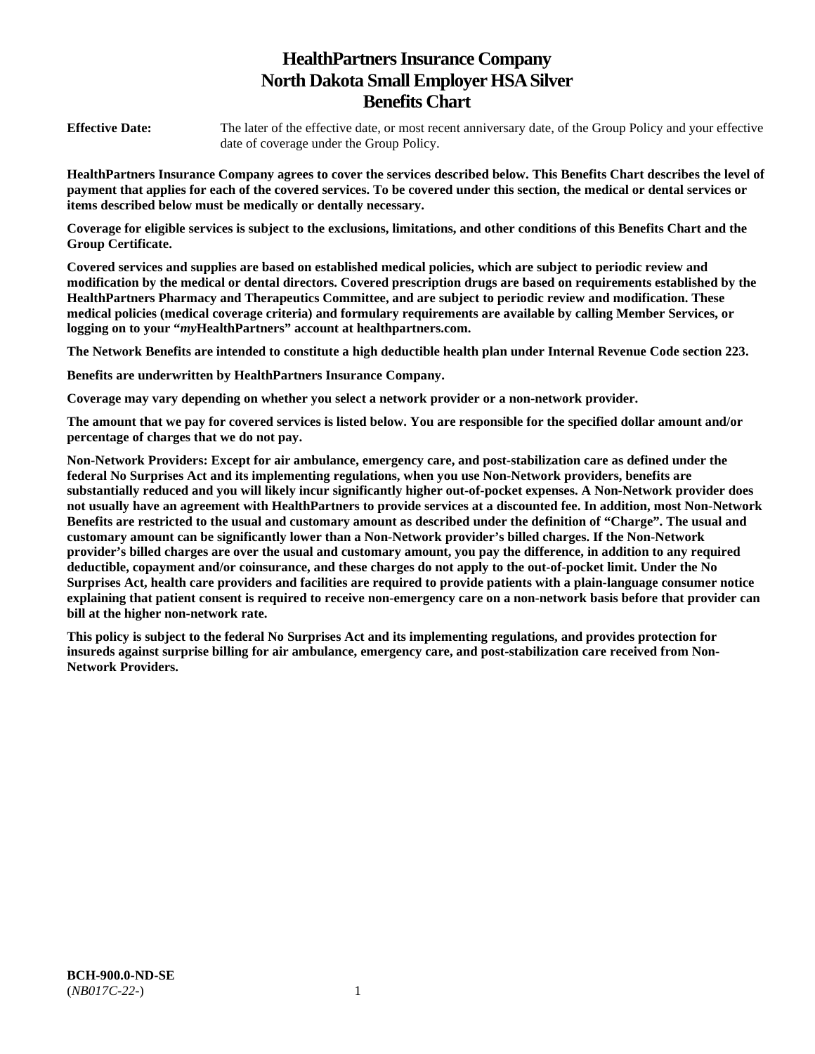# HealthPartners Insurance Company
# North Dakota Small Employer HSA Silver
# Benefits Chart

**Effective Date:** The later of the effective date, or most recent anniversary date, of the Group Policy and your effective date of coverage under the Group Policy.

**HealthPartners Insurance Company agrees to cover the services described below. This Benefits Chart describes the level of payment that applies for each of the covered services. To be covered under this section, the medical or dental services or items described below must be medically or dentally necessary.**

**Coverage for eligible services is subject to the exclusions, limitations, and other conditions of this Benefits Chart and the Group Certificate.**

**Covered services and supplies are based on established medical policies, which are subject to periodic review and modification by the medical or dental directors. Covered prescription drugs are based on requirements established by the HealthPartners Pharmacy and Therapeutics Committee, and are subject to periodic review and modification. These medical policies (medical coverage criteria) and formulary requirements are available by calling Member Services, or logging on to your "*my*HealthPartners" account at healthpartners.com.**

**The Network Benefits are intended to constitute a high deductible health plan under Internal Revenue Code section 223.**

**Benefits are underwritten by HealthPartners Insurance Company.**

**Coverage may vary depending on whether you select a network provider or a non-network provider.**

**The amount that we pay for covered services is listed below. You are responsible for the specified dollar amount and/or percentage of charges that we do not pay.**

**Non-Network Providers: Except for air ambulance, emergency care, and post-stabilization care as defined under the federal No Surprises Act and its implementing regulations, when you use Non-Network providers, benefits are substantially reduced and you will likely incur significantly higher out-of-pocket expenses. A Non-Network provider does not usually have an agreement with HealthPartners to provide services at a discounted fee. In addition, most Non-Network Benefits are restricted to the usual and customary amount as described under the definition of "Charge". The usual and customary amount can be significantly lower than a Non-Network provider's billed charges. If the Non-Network provider's billed charges are over the usual and customary amount, you pay the difference, in addition to any required deductible, copayment and/or coinsurance, and these charges do not apply to the out-of-pocket limit. Under the No Surprises Act, health care providers and facilities are required to provide patients with a plain-language consumer notice explaining that patient consent is required to receive non-emergency care on a non-network basis before that provider can bill at the higher non-network rate.**

**This policy is subject to the federal No Surprises Act and its implementing regulations, and provides protection for insureds against surprise billing for air ambulance, emergency care, and post-stabilization care received from Non-Network Providers.**

**BCH-900.0-ND-SE**
(*NB017C-22-*)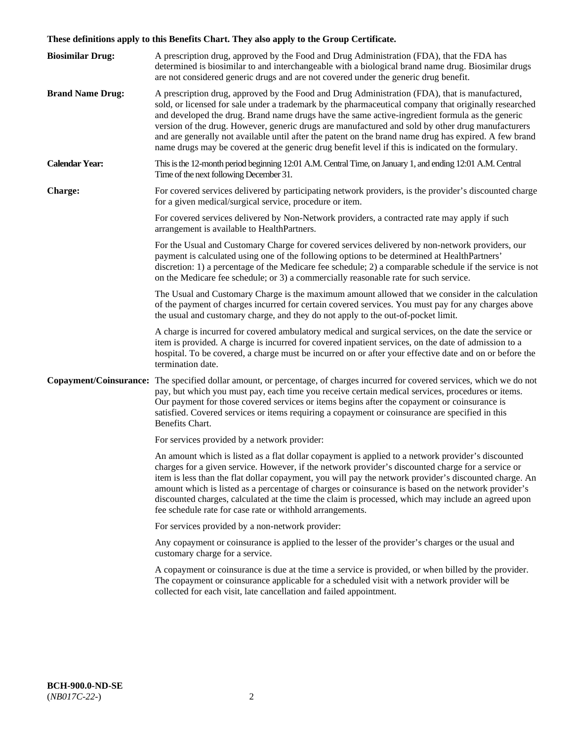**These definitions apply to this Benefits Chart. They also apply to the Group Certificate.**

**Biosimilar Drug:** A prescription drug, approved by the Food and Drug Administration (FDA), that the FDA has determined is biosimilar to and interchangeable with a biological brand name drug. Biosimilar drugs are not considered generic drugs and are not covered under the generic drug benefit.

**Brand Name Drug:** A prescription drug, approved by the Food and Drug Administration (FDA), that is manufactured, sold, or licensed for sale under a trademark by the pharmaceutical company that originally researched and developed the drug. Brand name drugs have the same active-ingredient formula as the generic version of the drug. However, generic drugs are manufactured and sold by other drug manufacturers and are generally not available until after the patent on the brand name drug has expired. A few brand name drugs may be covered at the generic drug benefit level if this is indicated on the formulary.

**Calendar Year:** This is the 12-month period beginning 12:01 A.M. Central Time, on January 1, and ending 12:01 A.M. Central Time of the next following December 31.

**Charge:** For covered services delivered by participating network providers, is the provider's discounted charge for a given medical/surgical service, procedure or item.

For covered services delivered by Non-Network providers, a contracted rate may apply if such arrangement is available to HealthPartners.

For the Usual and Customary Charge for covered services delivered by non-network providers, our payment is calculated using one of the following options to be determined at HealthPartners' discretion: 1) a percentage of the Medicare fee schedule; 2) a comparable schedule if the service is not on the Medicare fee schedule; or 3) a commercially reasonable rate for such service.

The Usual and Customary Charge is the maximum amount allowed that we consider in the calculation of the payment of charges incurred for certain covered services. You must pay for any charges above the usual and customary charge, and they do not apply to the out-of-pocket limit.

A charge is incurred for covered ambulatory medical and surgical services, on the date the service or item is provided. A charge is incurred for covered inpatient services, on the date of admission to a hospital. To be covered, a charge must be incurred on or after your effective date and on or before the termination date.

**Copayment/Coinsurance:** The specified dollar amount, or percentage, of charges incurred for covered services, which we do not pay, but which you must pay, each time you receive certain medical services, procedures or items. Our payment for those covered services or items begins after the copayment or coinsurance is satisfied. Covered services or items requiring a copayment or coinsurance are specified in this Benefits Chart.

For services provided by a network provider:

An amount which is listed as a flat dollar copayment is applied to a network provider's discounted charges for a given service. However, if the network provider's discounted charge for a service or item is less than the flat dollar copayment, you will pay the network provider's discounted charge. An amount which is listed as a percentage of charges or coinsurance is based on the network provider's discounted charges, calculated at the time the claim is processed, which may include an agreed upon fee schedule rate for case rate or withhold arrangements.

For services provided by a non-network provider:

Any copayment or coinsurance is applied to the lesser of the provider's charges or the usual and customary charge for a service.

A copayment or coinsurance is due at the time a service is provided, or when billed by the provider. The copayment or coinsurance applicable for a scheduled visit with a network provider will be collected for each visit, late cancellation and failed appointment.

**BCH-900.0-ND-SE**
(*NB017C-22-*)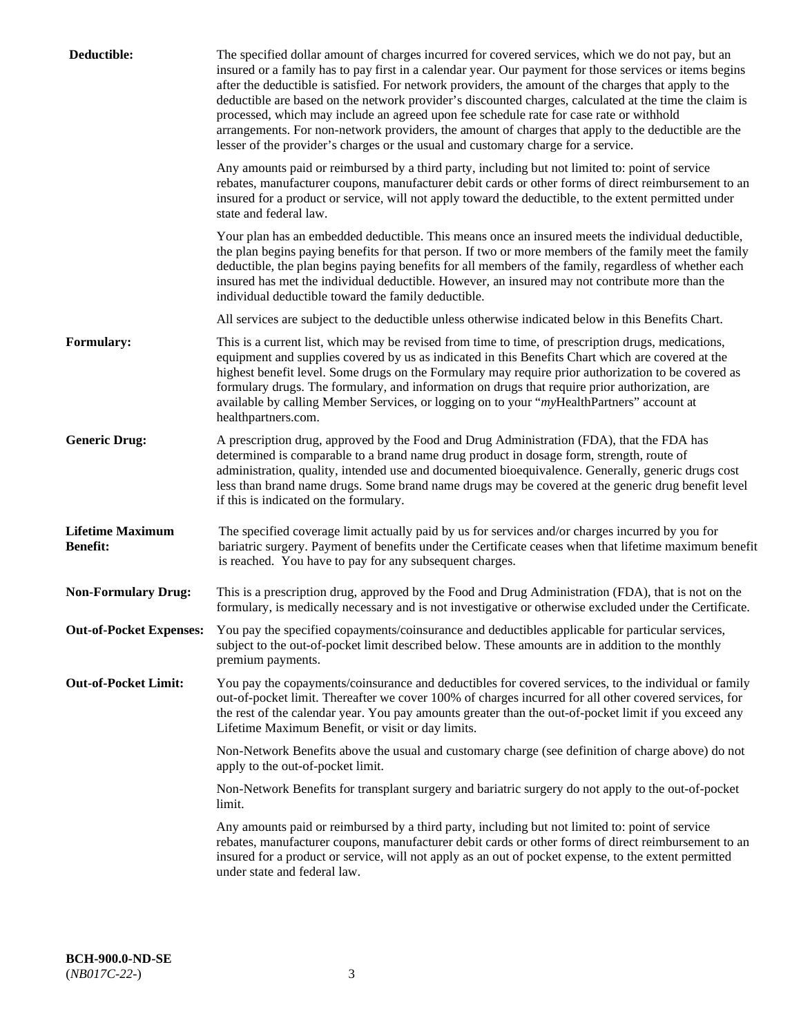**Deductible:** The specified dollar amount of charges incurred for covered services, which we do not pay, but an insured or a family has to pay first in a calendar year. Our payment for those services or items begins after the deductible is satisfied. For network providers, the amount of the charges that apply to the deductible are based on the network provider's discounted charges, calculated at the time the claim is processed, which may include an agreed upon fee schedule rate for case rate or withhold arrangements. For non-network providers, the amount of charges that apply to the deductible are the lesser of the provider's charges or the usual and customary charge for a service.

Any amounts paid or reimbursed by a third party, including but not limited to: point of service rebates, manufacturer coupons, manufacturer debit cards or other forms of direct reimbursement to an insured for a product or service, will not apply toward the deductible, to the extent permitted under state and federal law.

Your plan has an embedded deductible. This means once an insured meets the individual deductible, the plan begins paying benefits for that person. If two or more members of the family meet the family deductible, the plan begins paying benefits for all members of the family, regardless of whether each insured has met the individual deductible. However, an insured may not contribute more than the individual deductible toward the family deductible.

All services are subject to the deductible unless otherwise indicated below in this Benefits Chart.

**Formulary:** This is a current list, which may be revised from time to time, of prescription drugs, medications, equipment and supplies covered by us as indicated in this Benefits Chart which are covered at the highest benefit level. Some drugs on the Formulary may require prior authorization to be covered as formulary drugs. The formulary, and information on drugs that require prior authorization, are available by calling Member Services, or logging on to your "*my*HealthPartners" account at healthpartners.com.

**Generic Drug:** A prescription drug, approved by the Food and Drug Administration (FDA), that the FDA has determined is comparable to a brand name drug product in dosage form, strength, route of administration, quality, intended use and documented bioequivalence. Generally, generic drugs cost less than brand name drugs. Some brand name drugs may be covered at the generic drug benefit level if this is indicated on the formulary.

**Lifetime Maximum Benefit:** The specified coverage limit actually paid by us for services and/or charges incurred by you for bariatric surgery. Payment of benefits under the Certificate ceases when that lifetime maximum benefit is reached. You have to pay for any subsequent charges.

**Non-Formulary Drug:** This is a prescription drug, approved by the Food and Drug Administration (FDA), that is not on the formulary, is medically necessary and is not investigative or otherwise excluded under the Certificate.

**Out-of-Pocket Expenses:** You pay the specified copayments/coinsurance and deductibles applicable for particular services, subject to the out-of-pocket limit described below. These amounts are in addition to the monthly premium payments.

**Out-of-Pocket Limit:** You pay the copayments/coinsurance and deductibles for covered services, to the individual or family out-of-pocket limit. Thereafter we cover 100% of charges incurred for all other covered services, for the rest of the calendar year. You pay amounts greater than the out-of-pocket limit if you exceed any Lifetime Maximum Benefit, or visit or day limits.

Non-Network Benefits above the usual and customary charge (see definition of charge above) do not apply to the out-of-pocket limit.

Non-Network Benefits for transplant surgery and bariatric surgery do not apply to the out-of-pocket limit.

Any amounts paid or reimbursed by a third party, including but not limited to: point of service rebates, manufacturer coupons, manufacturer debit cards or other forms of direct reimbursement to an insured for a product or service, will not apply as an out of pocket expense, to the extent permitted under state and federal law.

**BCH-900.0-ND-SE**
(*NB017C-22-*)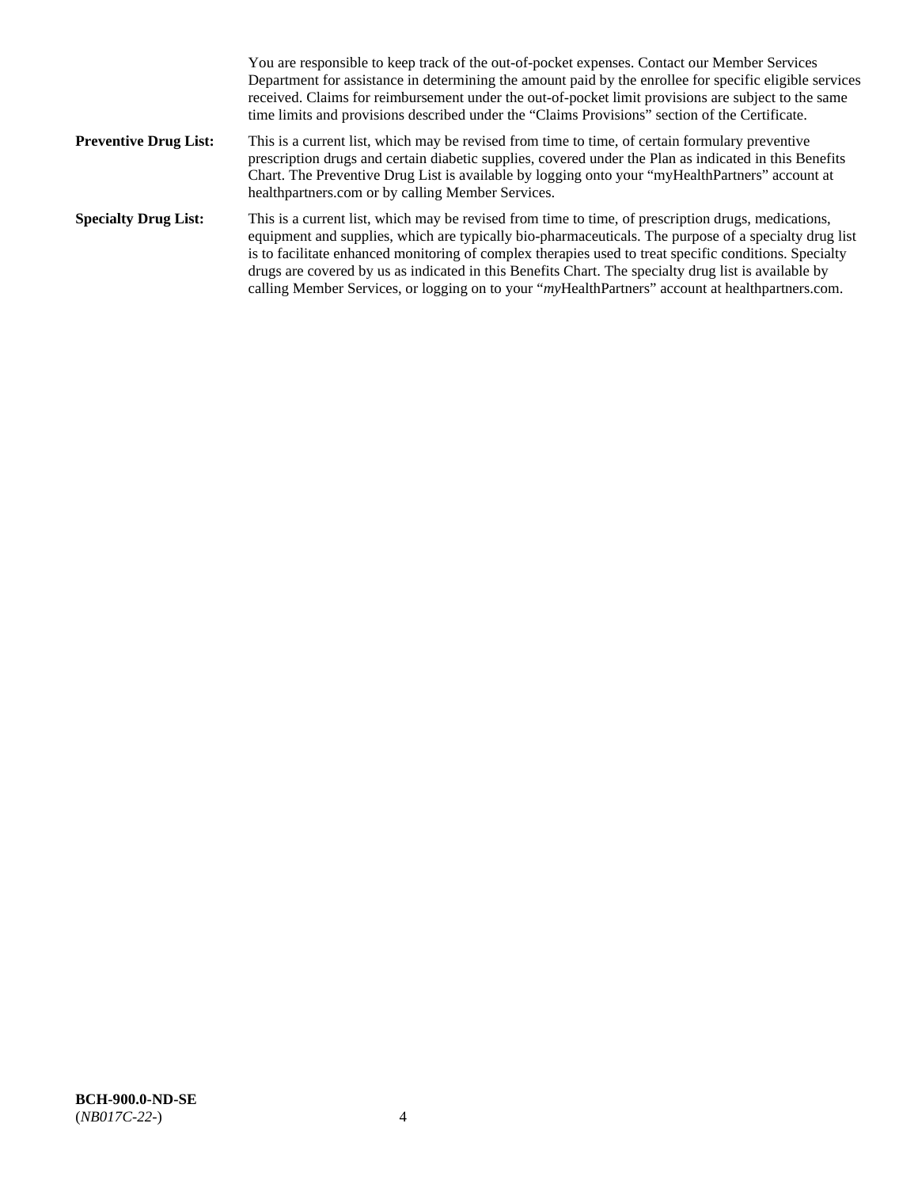You are responsible to keep track of the out-of-pocket expenses. Contact our Member Services Department for assistance in determining the amount paid by the enrollee for specific eligible services received. Claims for reimbursement under the out-of-pocket limit provisions are subject to the same time limits and provisions described under the "Claims Provisions" section of the Certificate.

**Preventive Drug List:** This is a current list, which may be revised from time to time, of certain formulary preventive prescription drugs and certain diabetic supplies, covered under the Plan as indicated in this Benefits Chart. The Preventive Drug List is available by logging onto your "myHealthPartners" account at healthpartners.com or by calling Member Services.

**Specialty Drug List:** This is a current list, which may be revised from time to time, of prescription drugs, medications, equipment and supplies, which are typically bio-pharmaceuticals. The purpose of a specialty drug list is to facilitate enhanced monitoring of complex therapies used to treat specific conditions. Specialty drugs are covered by us as indicated in this Benefits Chart. The specialty drug list is available by calling Member Services, or logging on to your "*my*HealthPartners" account at healthpartners.com.

**BCH-900.0-ND-SE**
(*NB017C-22-*)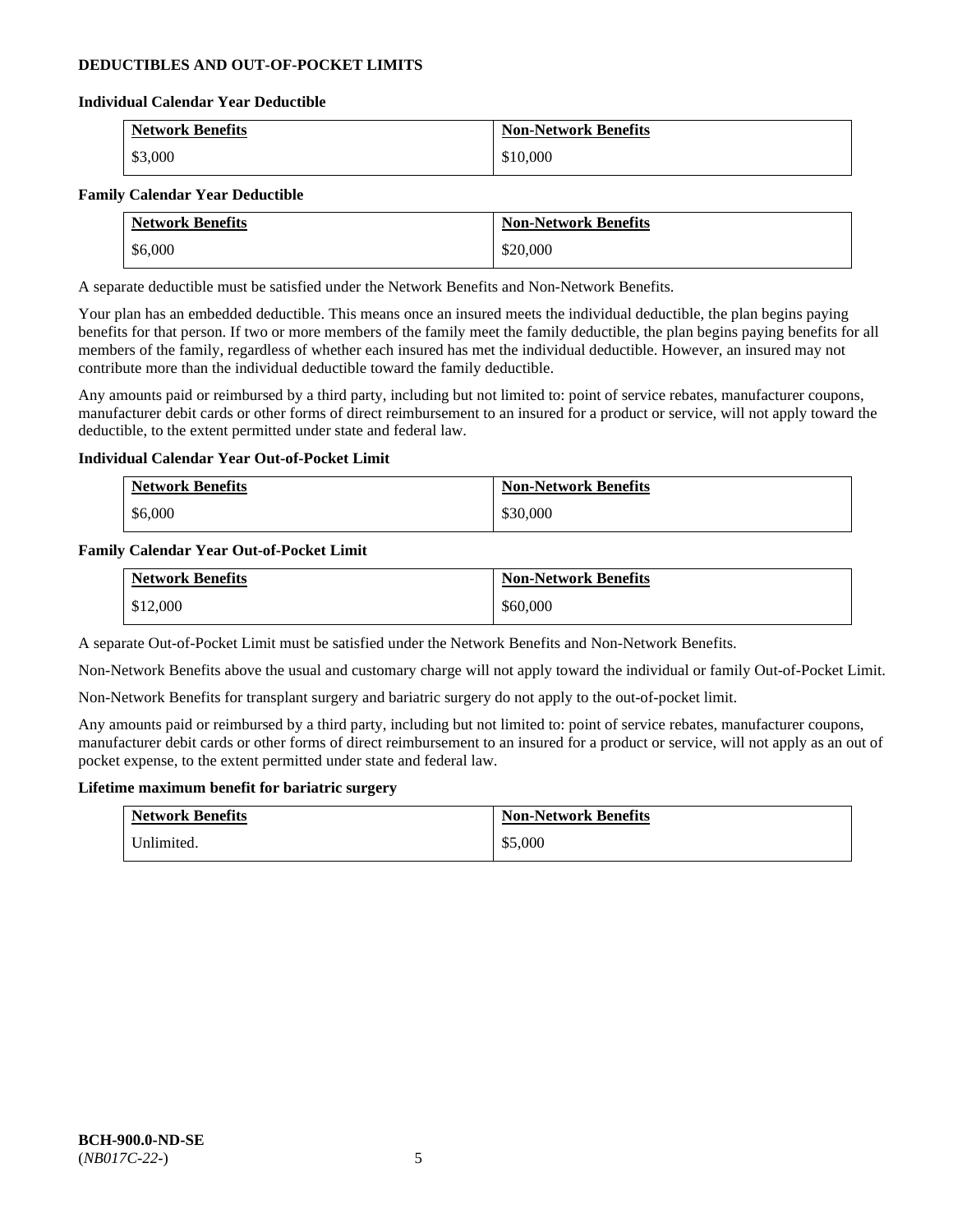## DEDUCTIBLES AND OUT-OF-POCKET LIMITS

### Individual Calendar Year Deductible

| Network Benefits | Non-Network Benefits |
|---|---|
| $3,000 | $10,000 |

### Family Calendar Year Deductible

| Network Benefits | Non-Network Benefits |
|---|---|
| $6,000 | $20,000 |

A separate deductible must be satisfied under the Network Benefits and Non-Network Benefits.

Your plan has an embedded deductible. This means once an insured meets the individual deductible, the plan begins paying benefits for that person. If two or more members of the family meet the family deductible, the plan begins paying benefits for all members of the family, regardless of whether each insured has met the individual deductible. However, an insured may not contribute more than the individual deductible toward the family deductible.

Any amounts paid or reimbursed by a third party, including but not limited to: point of service rebates, manufacturer coupons, manufacturer debit cards or other forms of direct reimbursement to an insured for a product or service, will not apply toward the deductible, to the extent permitted under state and federal law.

### Individual Calendar Year Out-of-Pocket Limit

| Network Benefits | Non-Network Benefits |
|---|---|
| $6,000 | $30,000 |

### Family Calendar Year Out-of-Pocket Limit

| Network Benefits | Non-Network Benefits |
|---|---|
| $12,000 | $60,000 |

A separate Out-of-Pocket Limit must be satisfied under the Network Benefits and Non-Network Benefits.

Non-Network Benefits above the usual and customary charge will not apply toward the individual or family Out-of-Pocket Limit.

Non-Network Benefits for transplant surgery and bariatric surgery do not apply to the out-of-pocket limit.

Any amounts paid or reimbursed by a third party, including but not limited to: point of service rebates, manufacturer coupons, manufacturer debit cards or other forms of direct reimbursement to an insured for a product or service, will not apply as an out of pocket expense, to the extent permitted under state and federal law.

### Lifetime maximum benefit for bariatric surgery

| Network Benefits | Non-Network Benefits |
|---|---|
| Unlimited. | $5,000 |

**BCH-900.0-ND-SE**
(*NB017C-22-*)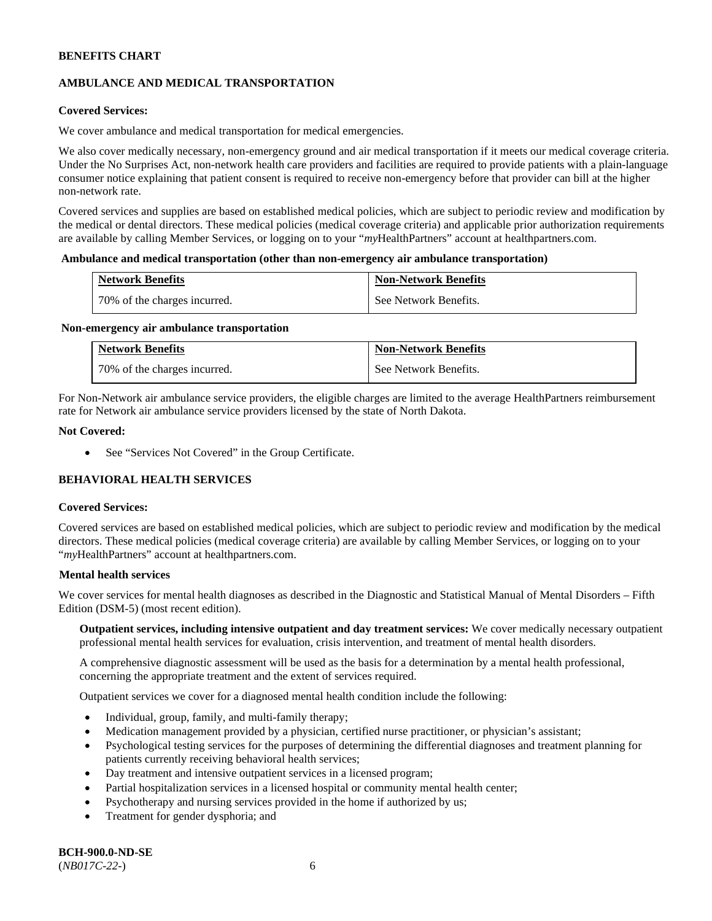**BENEFITS CHART**

**AMBULANCE AND MEDICAL TRANSPORTATION**

**Covered Services:**

We cover ambulance and medical transportation for medical emergencies.

We also cover medically necessary, non-emergency ground and air medical transportation if it meets our medical coverage criteria. Under the No Surprises Act, non-network health care providers and facilities are required to provide patients with a plain-language consumer notice explaining that patient consent is required to receive non-emergency before that provider can bill at the higher non-network rate.

Covered services and supplies are based on established medical policies, which are subject to periodic review and modification by the medical or dental directors. These medical policies (medical coverage criteria) and applicable prior authorization requirements are available by calling Member Services, or logging on to your "*my*HealthPartners" account at healthpartners.com.

**Ambulance and medical transportation (other than non-emergency air ambulance transportation)**

| Network Benefits | Non-Network Benefits |
|---|---|
| 70% of the charges incurred. | See Network Benefits. |

**Non-emergency air ambulance transportation**

| Network Benefits | Non-Network Benefits |
|---|---|
| 70% of the charges incurred. | See Network Benefits. |

For Non-Network air ambulance service providers, the eligible charges are limited to the average HealthPartners reimbursement rate for Network air ambulance service providers licensed by the state of North Dakota.

**Not Covered:**

- See "Services Not Covered" in the Group Certificate.

**BEHAVIORAL HEALTH SERVICES**

**Covered Services:**

Covered services are based on established medical policies, which are subject to periodic review and modification by the medical directors. These medical policies (medical coverage criteria) are available by calling Member Services, or logging on to your "*my*HealthPartners" account at healthpartners.com.

**Mental health services**

We cover services for mental health diagnoses as described in the Diagnostic and Statistical Manual of Mental Disorders – Fifth Edition (DSM-5) (most recent edition).

**Outpatient services, including intensive outpatient and day treatment services:** We cover medically necessary outpatient professional mental health services for evaluation, crisis intervention, and treatment of mental health disorders.

A comprehensive diagnostic assessment will be used as the basis for a determination by a mental health professional, concerning the appropriate treatment and the extent of services required.

Outpatient services we cover for a diagnosed mental health condition include the following:

- Individual, group, family, and multi-family therapy;
- Medication management provided by a physician, certified nurse practitioner, or physician's assistant;
- Psychological testing services for the purposes of determining the differential diagnoses and treatment planning for patients currently receiving behavioral health services;
- Day treatment and intensive outpatient services in a licensed program;
- Partial hospitalization services in a licensed hospital or community mental health center;
- Psychotherapy and nursing services provided in the home if authorized by us;
- Treatment for gender dysphoria; and

**BCH-900.0-ND-SE**
(*NB017C-22-*)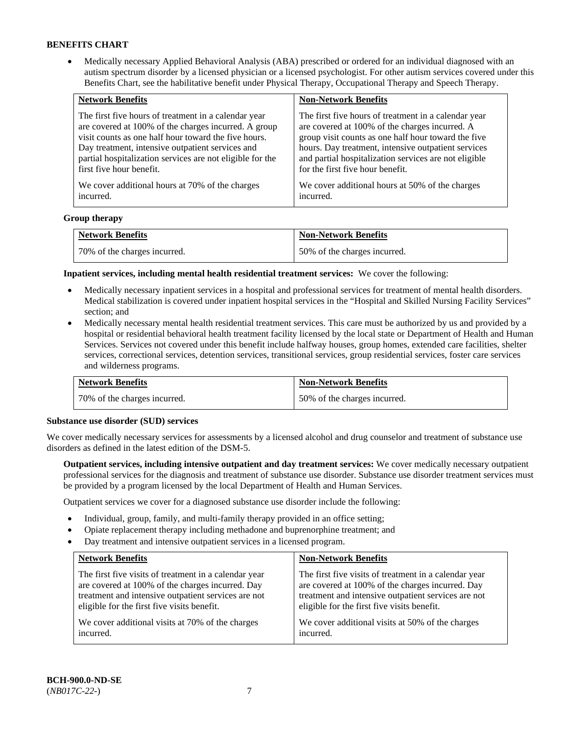**BENEFITS CHART**

- Medically necessary Applied Behavioral Analysis (ABA) prescribed or ordered for an individual diagnosed with an autism spectrum disorder by a licensed physician or a licensed psychologist. For other autism services covered under this Benefits Chart, see the habilitative benefit under Physical Therapy, Occupational Therapy and Speech Therapy.

| Network Benefits | Non-Network Benefits |
| --- | --- |
| The first five hours of treatment in a calendar year are covered at 100% of the charges incurred. A group visit counts as one half hour toward the five hours. Day treatment, intensive outpatient services and partial hospitalization services are not eligible for the first five hour benefit.<br><br>We cover additional hours at 70% of the charges incurred. | The first five hours of treatment in a calendar year are covered at 100% of the charges incurred. A group visit counts as one half hour toward the five hours. Day treatment, intensive outpatient services and partial hospitalization services are not eligible for the first five hour benefit.<br><br>We cover additional hours at 50% of the charges incurred. |

**Group therapy**

| Network Benefits | Non-Network Benefits |
| --- | --- |
| 70% of the charges incurred. | 50% of the charges incurred. |

**Inpatient services, including mental health residential treatment services:** We cover the following:

- Medically necessary inpatient services in a hospital and professional services for treatment of mental health disorders. Medical stabilization is covered under inpatient hospital services in the "Hospital and Skilled Nursing Facility Services" section; and
- Medically necessary mental health residential treatment services. This care must be authorized by us and provided by a hospital or residential behavioral health treatment facility licensed by the local state or Department of Health and Human Services. Services not covered under this benefit include halfway houses, group homes, extended care facilities, shelter services, correctional services, detention services, transitional services, group residential services, foster care services and wilderness programs.

| Network Benefits | Non-Network Benefits |
| --- | --- |
| 70% of the charges incurred. | 50% of the charges incurred. |

**Substance use disorder (SUD) services**

We cover medically necessary services for assessments by a licensed alcohol and drug counselor and treatment of substance use disorders as defined in the latest edition of the DSM-5.

**Outpatient services, including intensive outpatient and day treatment services:** We cover medically necessary outpatient professional services for the diagnosis and treatment of substance use disorder. Substance use disorder treatment services must be provided by a program licensed by the local Department of Health and Human Services.

Outpatient services we cover for a diagnosed substance use disorder include the following:

- Individual, group, family, and multi-family therapy provided in an office setting;
- Opiate replacement therapy including methadone and buprenorphine treatment; and
- Day treatment and intensive outpatient services in a licensed program.

| Network Benefits | Non-Network Benefits |
| --- | --- |
| The first five visits of treatment in a calendar year are covered at 100% of the charges incurred. Day treatment and intensive outpatient services are not eligible for the first five visits benefit.<br><br>We cover additional visits at 70% of the charges incurred. | The first five visits of treatment in a calendar year are covered at 100% of the charges incurred. Day treatment and intensive outpatient services are not eligible for the first five visits benefit.<br><br>We cover additional visits at 50% of the charges incurred. |

BCH-900.0-ND-SE
(*NB017C-22-*)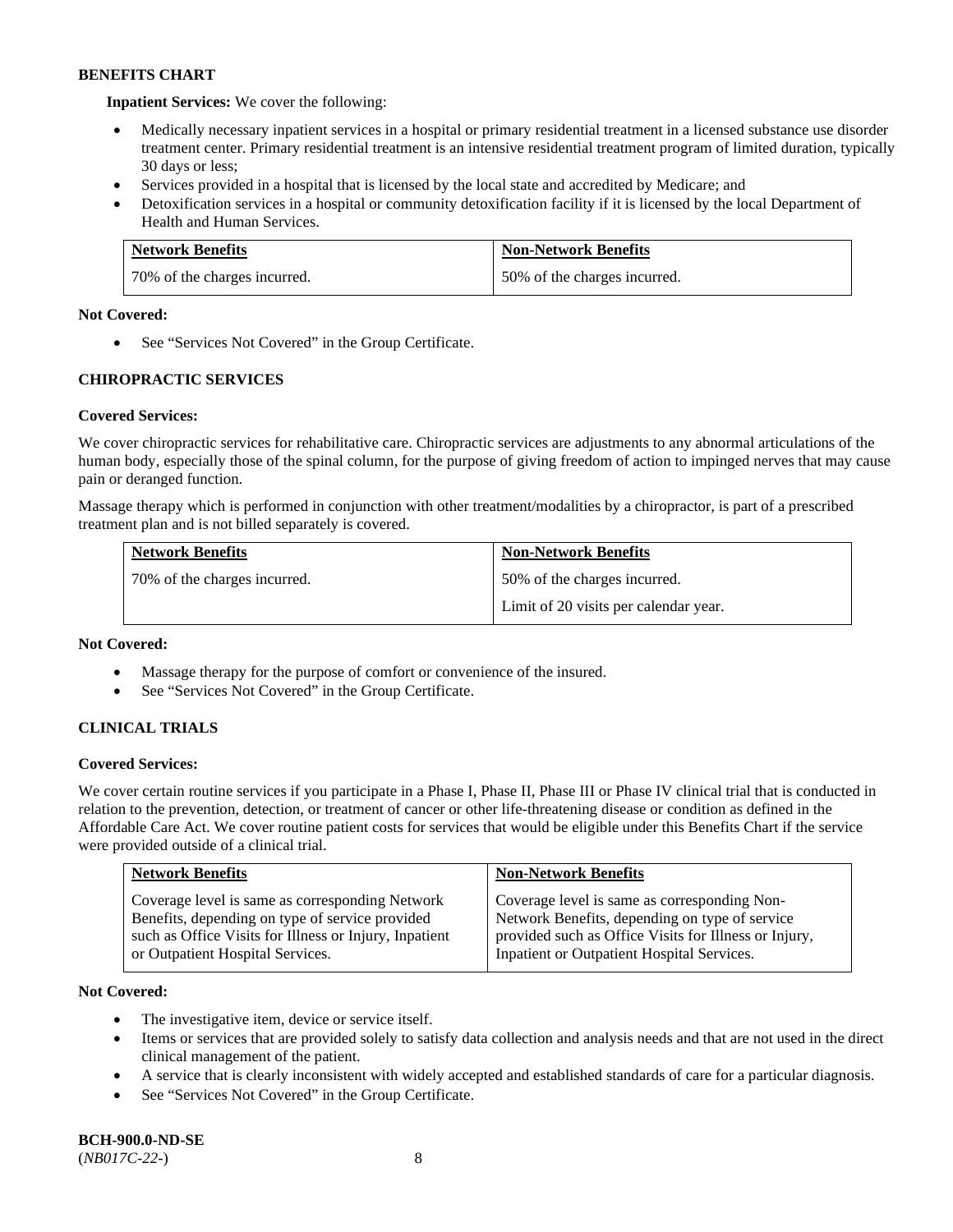**BENEFITS CHART**

**Inpatient Services:** We cover the following:

- Medically necessary inpatient services in a hospital or primary residential treatment in a licensed substance use disorder treatment center. Primary residential treatment is an intensive residential treatment program of limited duration, typically 30 days or less;
- Services provided in a hospital that is licensed by the local state and accredited by Medicare; and
- Detoxification services in a hospital or community detoxification facility if it is licensed by the local Department of Health and Human Services.

| Network Benefits | Non-Network Benefits |
| --- | --- |
| 70% of the charges incurred. | 50% of the charges incurred. |

**Not Covered:**

- See "Services Not Covered" in the Group Certificate.

**CHIROPRACTIC SERVICES**

**Covered Services:**

We cover chiropractic services for rehabilitative care. Chiropractic services are adjustments to any abnormal articulations of the human body, especially those of the spinal column, for the purpose of giving freedom of action to impinged nerves that may cause pain or deranged function.

Massage therapy which is performed in conjunction with other treatment/modalities by a chiropractor, is part of a prescribed treatment plan and is not billed separately is covered.

| Network Benefits | Non-Network Benefits |
| --- | --- |
| 70% of the charges incurred. | 50% of the charges incurred.<br>Limit of 20 visits per calendar year. |

**Not Covered:**

- Massage therapy for the purpose of comfort or convenience of the insured.
- See "Services Not Covered" in the Group Certificate.

**CLINICAL TRIALS**

**Covered Services:**

We cover certain routine services if you participate in a Phase I, Phase II, Phase III or Phase IV clinical trial that is conducted in relation to the prevention, detection, or treatment of cancer or other life-threatening disease or condition as defined in the Affordable Care Act. We cover routine patient costs for services that would be eligible under this Benefits Chart if the service were provided outside of a clinical trial.

| Network Benefits | Non-Network Benefits |
| --- | --- |
| Coverage level is same as corresponding Network Benefits, depending on type of service provided such as Office Visits for Illness or Injury, Inpatient or Outpatient Hospital Services. | Coverage level is same as corresponding Non-Network Benefits, depending on type of service provided such as Office Visits for Illness or Injury, Inpatient or Outpatient Hospital Services. |

**Not Covered:**

- The investigative item, device or service itself.
- Items or services that are provided solely to satisfy data collection and analysis needs and that are not used in the direct clinical management of the patient.
- A service that is clearly inconsistent with widely accepted and established standards of care for a particular diagnosis.
- See "Services Not Covered" in the Group Certificate.

**BCH-900.0-ND-SE**
(*NB017C-22-*)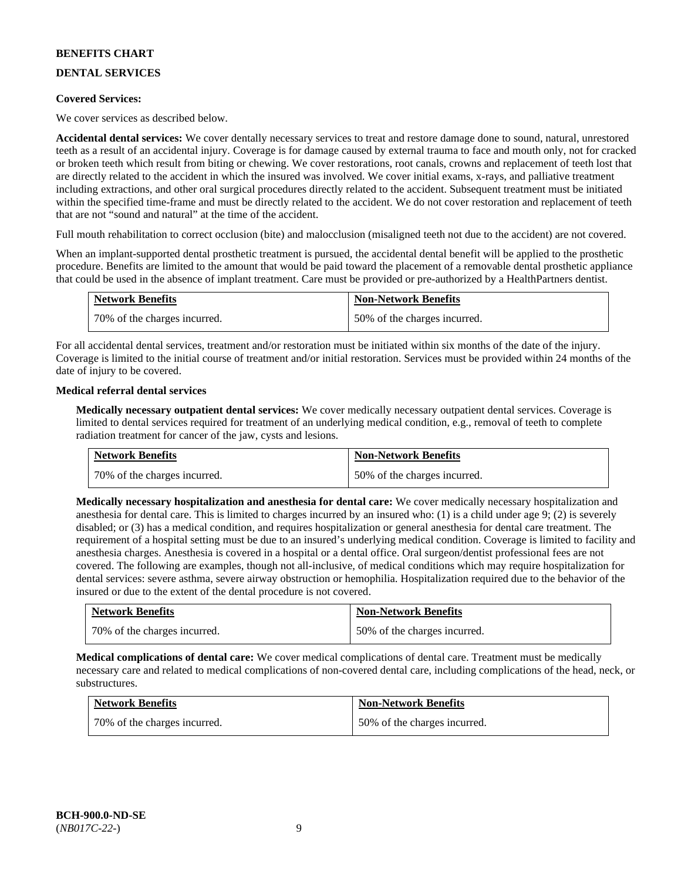**BENEFITS CHART**

**DENTAL SERVICES**

**Covered Services:**

We cover services as described below.

**Accidental dental services:** We cover dentally necessary services to treat and restore damage done to sound, natural, unrestored teeth as a result of an accidental injury. Coverage is for damage caused by external trauma to face and mouth only, not for cracked or broken teeth which result from biting or chewing. We cover restorations, root canals, crowns and replacement of teeth lost that are directly related to the accident in which the insured was involved. We cover initial exams, x-rays, and palliative treatment including extractions, and other oral surgical procedures directly related to the accident. Subsequent treatment must be initiated within the specified time-frame and must be directly related to the accident. We do not cover restoration and replacement of teeth that are not "sound and natural" at the time of the accident.

Full mouth rehabilitation to correct occlusion (bite) and malocclusion (misaligned teeth not due to the accident) are not covered.

When an implant-supported dental prosthetic treatment is pursued, the accidental dental benefit will be applied to the prosthetic procedure. Benefits are limited to the amount that would be paid toward the placement of a removable dental prosthetic appliance that could be used in the absence of implant treatment. Care must be provided or pre-authorized by a HealthPartners dentist.

| Network Benefits | Non-Network Benefits |
|---|---|
| 70% of the charges incurred. | 50% of the charges incurred. |

For all accidental dental services, treatment and/or restoration must be initiated within six months of the date of the injury. Coverage is limited to the initial course of treatment and/or initial restoration. Services must be provided within 24 months of the date of injury to be covered.

**Medical referral dental services**

**Medically necessary outpatient dental services:** We cover medically necessary outpatient dental services. Coverage is limited to dental services required for treatment of an underlying medical condition, e.g., removal of teeth to complete radiation treatment for cancer of the jaw, cysts and lesions.

| Network Benefits | Non-Network Benefits |
|---|---|
| 70% of the charges incurred. | 50% of the charges incurred. |

**Medically necessary hospitalization and anesthesia for dental care:** We cover medically necessary hospitalization and anesthesia for dental care. This is limited to charges incurred by an insured who: (1) is a child under age 9; (2) is severely disabled; or (3) has a medical condition, and requires hospitalization or general anesthesia for dental care treatment. The requirement of a hospital setting must be due to an insured's underlying medical condition. Coverage is limited to facility and anesthesia charges. Anesthesia is covered in a hospital or a dental office. Oral surgeon/dentist professional fees are not covered. The following are examples, though not all-inclusive, of medical conditions which may require hospitalization for dental services: severe asthma, severe airway obstruction or hemophilia. Hospitalization required due to the behavior of the insured or due to the extent of the dental procedure is not covered.

| Network Benefits | Non-Network Benefits |
|---|---|
| 70% of the charges incurred. | 50% of the charges incurred. |

**Medical complications of dental care:** We cover medical complications of dental care. Treatment must be medically necessary care and related to medical complications of non-covered dental care, including complications of the head, neck, or substructures.

| Network Benefits | Non-Network Benefits |
|---|---|
| 70% of the charges incurred. | 50% of the charges incurred. |

**BCH-900.0-ND-SE**
(*NB017C-22-*)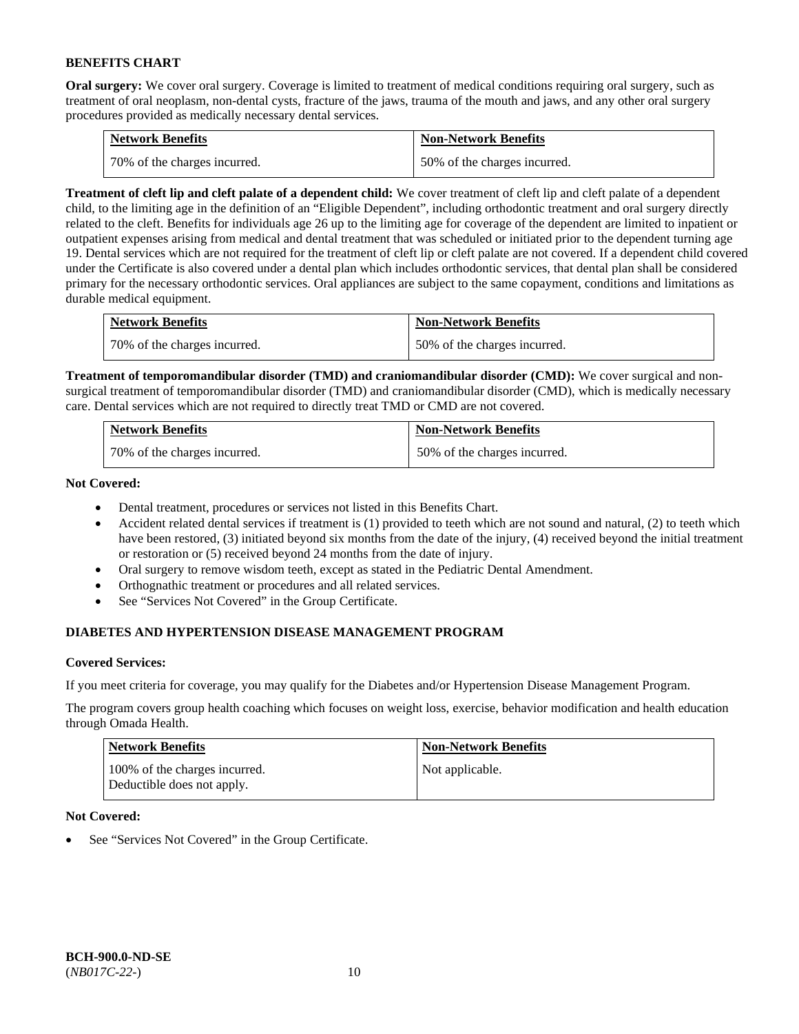## BENEFITS CHART

**Oral surgery:** We cover oral surgery. Coverage is limited to treatment of medical conditions requiring oral surgery, such as treatment of oral neoplasm, non-dental cysts, fracture of the jaws, trauma of the mouth and jaws, and any other oral surgery procedures provided as medically necessary dental services.

| Network Benefits | Non-Network Benefits |
| --- | --- |
| 70% of the charges incurred. | 50% of the charges incurred. |

**Treatment of cleft lip and cleft palate of a dependent child:** We cover treatment of cleft lip and cleft palate of a dependent child, to the limiting age in the definition of an "Eligible Dependent", including orthodontic treatment and oral surgery directly related to the cleft. Benefits for individuals age 26 up to the limiting age for coverage of the dependent are limited to inpatient or outpatient expenses arising from medical and dental treatment that was scheduled or initiated prior to the dependent turning age 19. Dental services which are not required for the treatment of cleft lip or cleft palate are not covered. If a dependent child covered under the Certificate is also covered under a dental plan which includes orthodontic services, that dental plan shall be considered primary for the necessary orthodontic services. Oral appliances are subject to the same copayment, conditions and limitations as durable medical equipment.

| Network Benefits | Non-Network Benefits |
| --- | --- |
| 70% of the charges incurred. | 50% of the charges incurred. |

**Treatment of temporomandibular disorder (TMD) and craniomandibular disorder (CMD):** We cover surgical and non-surgical treatment of temporomandibular disorder (TMD) and craniomandibular disorder (CMD), which is medically necessary care. Dental services which are not required to directly treat TMD or CMD are not covered.

| Network Benefits | Non-Network Benefits |
| --- | --- |
| 70% of the charges incurred. | 50% of the charges incurred. |

**Not Covered:**

- Dental treatment, procedures or services not listed in this Benefits Chart.
- Accident related dental services if treatment is (1) provided to teeth which are not sound and natural, (2) to teeth which have been restored, (3) initiated beyond six months from the date of the injury, (4) received beyond the initial treatment or restoration or (5) received beyond 24 months from the date of injury.
- Oral surgery to remove wisdom teeth, except as stated in the Pediatric Dental Amendment.
- Orthognathic treatment or procedures and all related services.
- See "Services Not Covered" in the Group Certificate.

## DIABETES AND HYPERTENSION DISEASE MANAGEMENT PROGRAM

**Covered Services:**

If you meet criteria for coverage, you may qualify for the Diabetes and/or Hypertension Disease Management Program.

The program covers group health coaching which focuses on weight loss, exercise, behavior modification and health education through Omada Health.

| Network Benefits | Non-Network Benefits |
| --- | --- |
| 100% of the charges incurred. Deductible does not apply. | Not applicable. |

**Not Covered:**

- See "Services Not Covered" in the Group Certificate.

**BCH-900.0-ND-SE**
(*NB017C-22-*)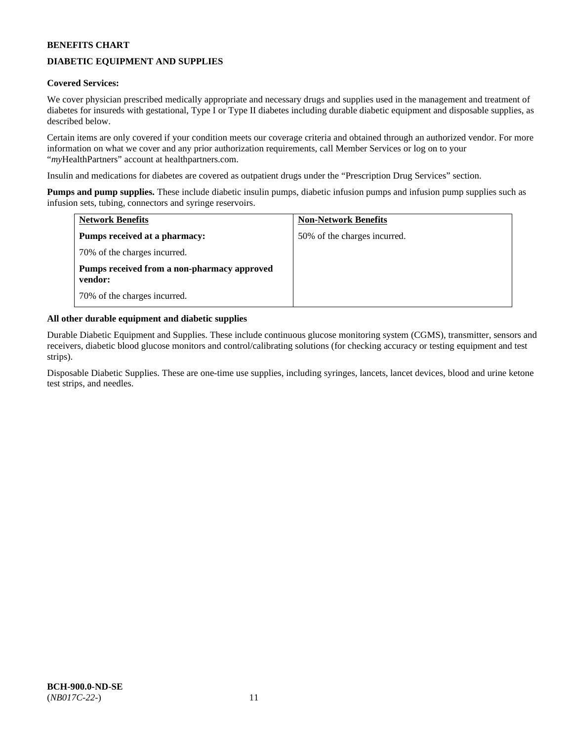**BENEFITS CHART**

**DIABETIC EQUIPMENT AND SUPPLIES**

**Covered Services:**

We cover physician prescribed medically appropriate and necessary drugs and supplies used in the management and treatment of diabetes for insureds with gestational, Type I or Type II diabetes including durable diabetic equipment and disposable supplies, as described below.

Certain items are only covered if your condition meets our coverage criteria and obtained through an authorized vendor. For more information on what we cover and any prior authorization requirements, call Member Services or log on to your "*my*HealthPartners" account at healthpartners.com.

Insulin and medications for diabetes are covered as outpatient drugs under the "Prescription Drug Services" section.

**Pumps and pump supplies.** These include diabetic insulin pumps, diabetic infusion pumps and infusion pump supplies such as infusion sets, tubing, connectors and syringe reservoirs.

| Network Benefits | Non-Network Benefits |
|---|---|
| **Pumps received at a pharmacy:**<br>70% of the charges incurred.<br>**Pumps received from a non-pharmacy approved vendor:**<br>70% of the charges incurred. | 50% of the charges incurred. |

**All other durable equipment and diabetic supplies**

Durable Diabetic Equipment and Supplies. These include continuous glucose monitoring system (CGMS), transmitter, sensors and receivers, diabetic blood glucose monitors and control/calibrating solutions (for checking accuracy or testing equipment and test strips).

Disposable Diabetic Supplies. These are one-time use supplies, including syringes, lancets, lancet devices, blood and urine ketone test strips, and needles.

**BCH-900.0-ND-SE**
(*NB017C-22-*)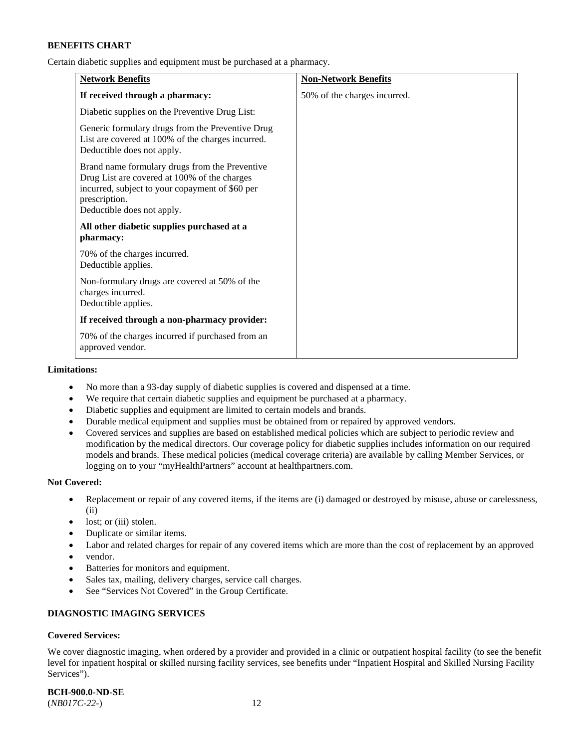**BENEFITS CHART**

Certain diabetic supplies and equipment must be purchased at a pharmacy.

| Network Benefits | Non-Network Benefits |
|---|---|
| **If received through a pharmacy:**<br><br>Diabetic supplies on the Preventive Drug List:<br><br>Generic formulary drugs from the Preventive Drug List are covered at 100% of the charges incurred. Deductible does not apply.<br><br>Brand name formulary drugs from the Preventive Drug List are covered at 100% of the charges incurred, subject to your copayment of $60 per prescription.<br>Deductible does not apply.<br><br>**All other diabetic supplies purchased at a pharmacy:**<br><br>70% of the charges incurred.<br>Deductible applies.<br><br>Non-formulary drugs are covered at 50% of the charges incurred.<br>Deductible applies.<br><br>**If received through a non-pharmacy provider:**<br><br>70% of the charges incurred if purchased from an approved vendor. | 50% of the charges incurred. |

**Limitations:**

- No more than a 93-day supply of diabetic supplies is covered and dispensed at a time.
- We require that certain diabetic supplies and equipment be purchased at a pharmacy.
- Diabetic supplies and equipment are limited to certain models and brands.
- Durable medical equipment and supplies must be obtained from or repaired by approved vendors.
- Covered services and supplies are based on established medical policies which are subject to periodic review and modification by the medical directors. Our coverage policy for diabetic supplies includes information on our required models and brands. These medical policies (medical coverage criteria) are available by calling Member Services, or logging on to your "myHealthPartners" account at healthpartners.com.

**Not Covered:**

- Replacement or repair of any covered items, if the items are (i) damaged or destroyed by misuse, abuse or carelessness, (ii)
- lost; or (iii) stolen.
- Duplicate or similar items.
- Labor and related charges for repair of any covered items which are more than the cost of replacement by an approved
- vendor.
- Batteries for monitors and equipment.
- Sales tax, mailing, delivery charges, service call charges.
- See "Services Not Covered" in the Group Certificate.

**DIAGNOSTIC IMAGING SERVICES**

**Covered Services:**

We cover diagnostic imaging, when ordered by a provider and provided in a clinic or outpatient hospital facility (to see the benefit level for inpatient hospital or skilled nursing facility services, see benefits under "Inpatient Hospital and Skilled Nursing Facility Services").

**BCH-900.0-ND-SE**
(*NB017C-22-*)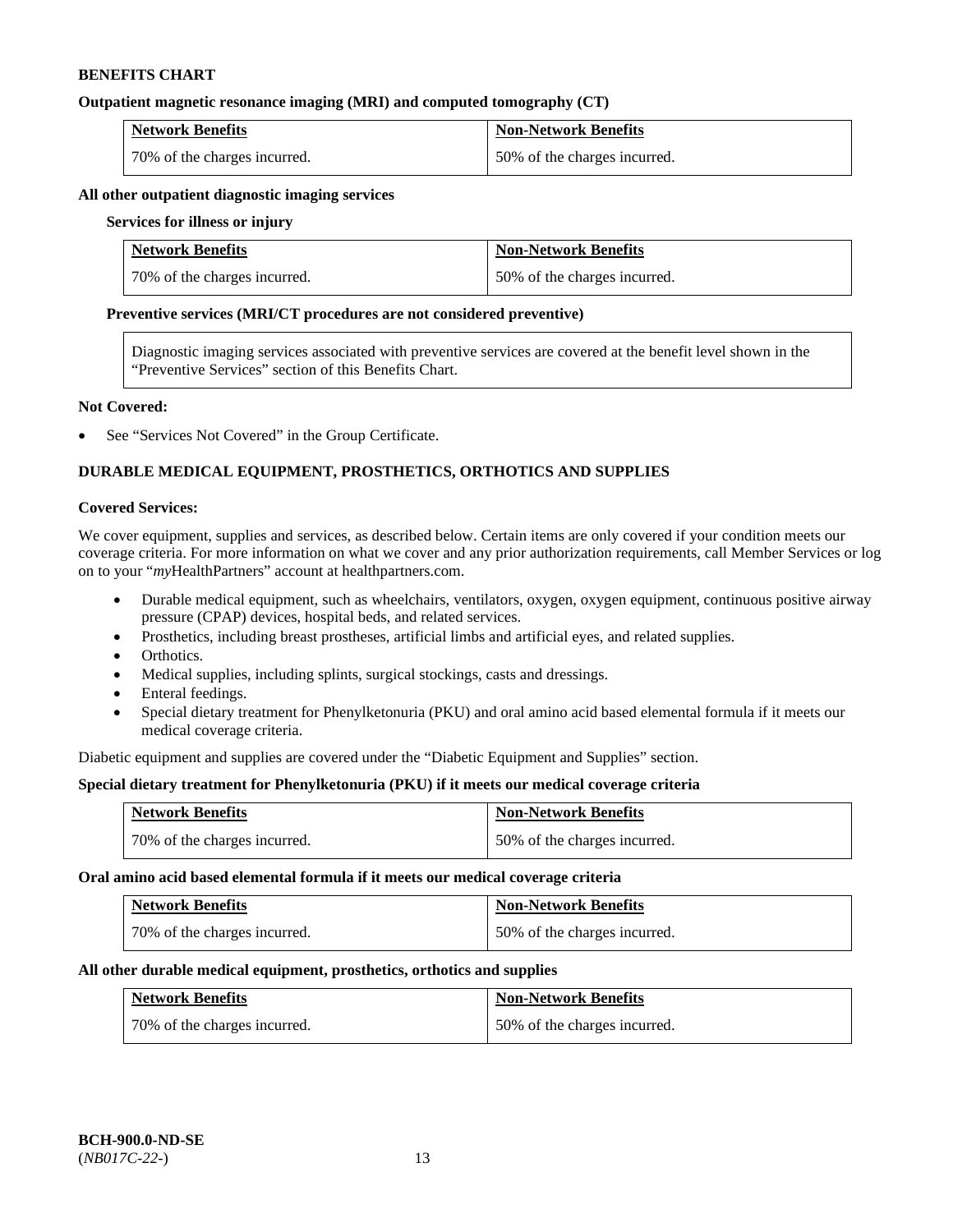**BENEFITS CHART**

**Outpatient magnetic resonance imaging (MRI) and computed tomography (CT)**

| Network Benefits | Non-Network Benefits |
|---|---|
| 70% of the charges incurred. | 50% of the charges incurred. |

**All other outpatient diagnostic imaging services**

**Services for illness or injury**

| Network Benefits | Non-Network Benefits |
|---|---|
| 70% of the charges incurred. | 50% of the charges incurred. |

**Preventive services (MRI/CT procedures are not considered preventive)**

Diagnostic imaging services associated with preventive services are covered at the benefit level shown in the "Preventive Services" section of this Benefits Chart.

**Not Covered:**

- See "Services Not Covered" in the Group Certificate.

**DURABLE MEDICAL EQUIPMENT, PROSTHETICS, ORTHOTICS AND SUPPLIES**

**Covered Services:**

We cover equipment, supplies and services, as described below. Certain items are only covered if your condition meets our coverage criteria. For more information on what we cover and any prior authorization requirements, call Member Services or log on to your "*my*HealthPartners" account at healthpartners.com.

- Durable medical equipment, such as wheelchairs, ventilators, oxygen, oxygen equipment, continuous positive airway pressure (CPAP) devices, hospital beds, and related services.
- Prosthetics, including breast prostheses, artificial limbs and artificial eyes, and related supplies.
- Orthotics.
- Medical supplies, including splints, surgical stockings, casts and dressings.
- Enteral feedings.
- Special dietary treatment for Phenylketonuria (PKU) and oral amino acid based elemental formula if it meets our medical coverage criteria.

Diabetic equipment and supplies are covered under the "Diabetic Equipment and Supplies" section.

**Special dietary treatment for Phenylketonuria (PKU) if it meets our medical coverage criteria**

| Network Benefits | Non-Network Benefits |
|---|---|
| 70% of the charges incurred. | 50% of the charges incurred. |

**Oral amino acid based elemental formula if it meets our medical coverage criteria**

| Network Benefits | Non-Network Benefits |
|---|---|
| 70% of the charges incurred. | 50% of the charges incurred. |

**All other durable medical equipment, prosthetics, orthotics and supplies**

| Network Benefits | Non-Network Benefits |
|---|---|
| 70% of the charges incurred. | 50% of the charges incurred. |

**BCH-900.0-ND-SE**
(*NB017C-22-*)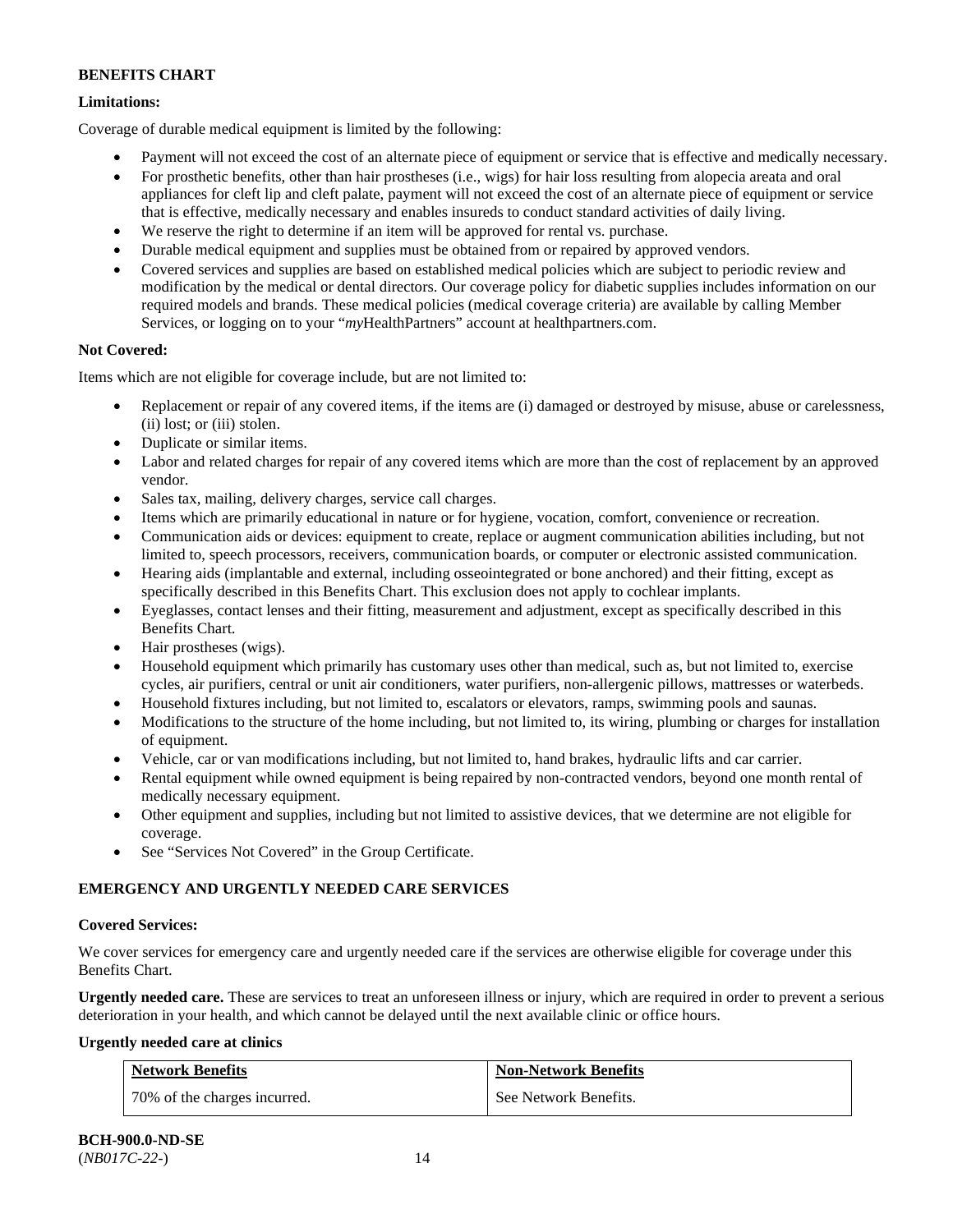**BENEFITS CHART**

**Limitations:**

Coverage of durable medical equipment is limited by the following:

- Payment will not exceed the cost of an alternate piece of equipment or service that is effective and medically necessary.
- For prosthetic benefits, other than hair prostheses (i.e., wigs) for hair loss resulting from alopecia areata and oral appliances for cleft lip and cleft palate, payment will not exceed the cost of an alternate piece of equipment or service that is effective, medically necessary and enables insureds to conduct standard activities of daily living.
- We reserve the right to determine if an item will be approved for rental vs. purchase.
- Durable medical equipment and supplies must be obtained from or repaired by approved vendors.
- Covered services and supplies are based on established medical policies which are subject to periodic review and modification by the medical or dental directors. Our coverage policy for diabetic supplies includes information on our required models and brands. These medical policies (medical coverage criteria) are available by calling Member Services, or logging on to your "*my*HealthPartners" account at healthpartners.com.

**Not Covered:**

Items which are not eligible for coverage include, but are not limited to:

- Replacement or repair of any covered items, if the items are (i) damaged or destroyed by misuse, abuse or carelessness, (ii) lost; or (iii) stolen.
- Duplicate or similar items.
- Labor and related charges for repair of any covered items which are more than the cost of replacement by an approved vendor.
- Sales tax, mailing, delivery charges, service call charges.
- Items which are primarily educational in nature or for hygiene, vocation, comfort, convenience or recreation.
- Communication aids or devices: equipment to create, replace or augment communication abilities including, but not limited to, speech processors, receivers, communication boards, or computer or electronic assisted communication.
- Hearing aids (implantable and external, including osseointegrated or bone anchored) and their fitting, except as specifically described in this Benefits Chart. This exclusion does not apply to cochlear implants.
- Eyeglasses, contact lenses and their fitting, measurement and adjustment, except as specifically described in this Benefits Chart.
- Hair prostheses (wigs).
- Household equipment which primarily has customary uses other than medical, such as, but not limited to, exercise cycles, air purifiers, central or unit air conditioners, water purifiers, non-allergenic pillows, mattresses or waterbeds.
- Household fixtures including, but not limited to, escalators or elevators, ramps, swimming pools and saunas.
- Modifications to the structure of the home including, but not limited to, its wiring, plumbing or charges for installation of equipment.
- Vehicle, car or van modifications including, but not limited to, hand brakes, hydraulic lifts and car carrier.
- Rental equipment while owned equipment is being repaired by non-contracted vendors, beyond one month rental of medically necessary equipment.
- Other equipment and supplies, including but not limited to assistive devices, that we determine are not eligible for coverage.
- See "Services Not Covered" in the Group Certificate.

**EMERGENCY AND URGENTLY NEEDED CARE SERVICES**

**Covered Services:**

We cover services for emergency care and urgently needed care if the services are otherwise eligible for coverage under this Benefits Chart.

**Urgently needed care.** These are services to treat an unforeseen illness or injury, which are required in order to prevent a serious deterioration in your health, and which cannot be delayed until the next available clinic or office hours.

**Urgently needed care at clinics**

| Network Benefits | Non-Network Benefits |
| --- | --- |
| 70% of the charges incurred. | See Network Benefits. |

**BCH-900.0-ND-SE**
(*NB017C-22-*)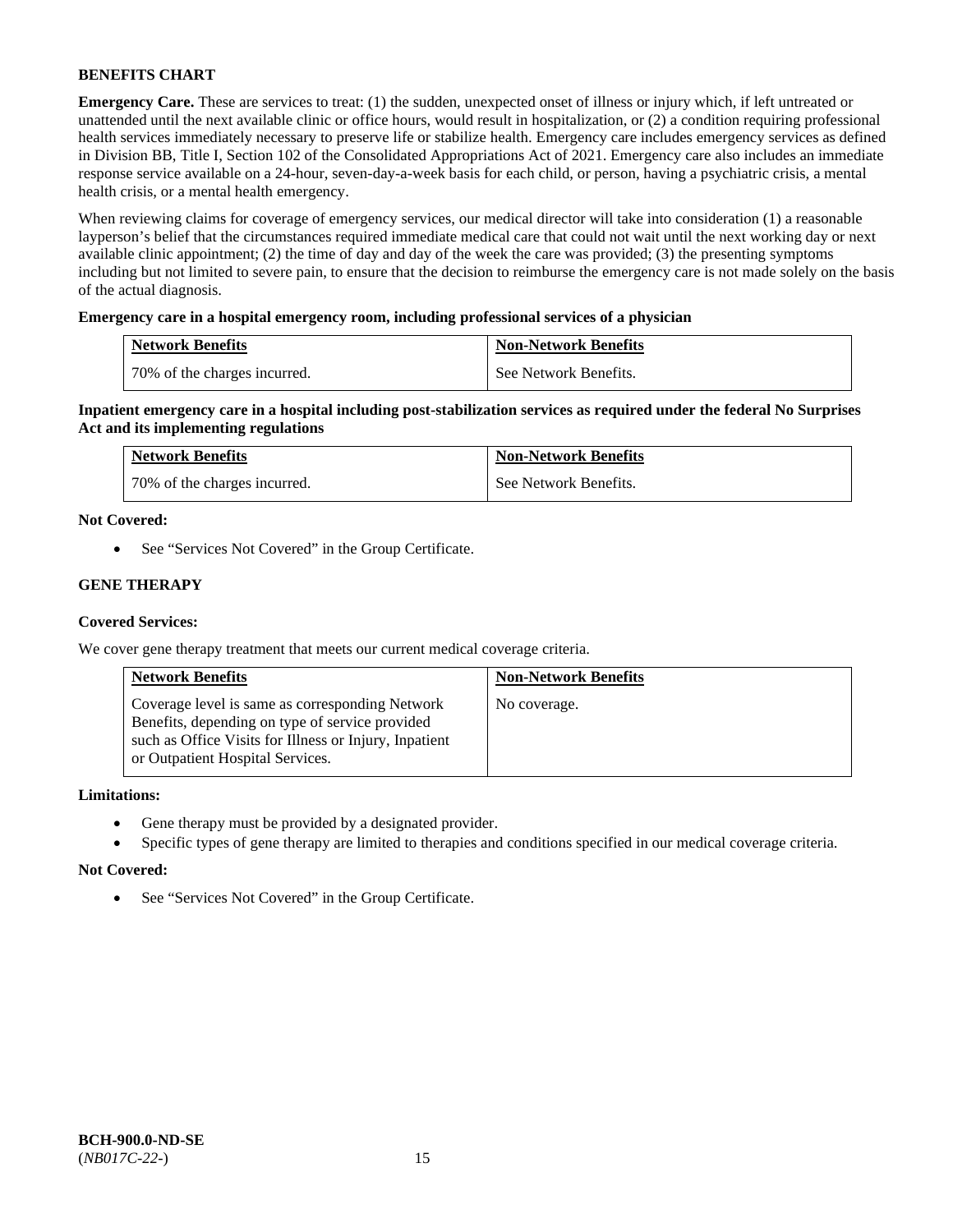**BENEFITS CHART**

**Emergency Care.** These are services to treat: (1) the sudden, unexpected onset of illness or injury which, if left untreated or unattended until the next available clinic or office hours, would result in hospitalization, or (2) a condition requiring professional health services immediately necessary to preserve life or stabilize health. Emergency care includes emergency services as defined in Division BB, Title I, Section 102 of the Consolidated Appropriations Act of 2021. Emergency care also includes an immediate response service available on a 24-hour, seven-day-a-week basis for each child, or person, having a psychiatric crisis, a mental health crisis, or a mental health emergency.

When reviewing claims for coverage of emergency services, our medical director will take into consideration (1) a reasonable layperson's belief that the circumstances required immediate medical care that could not wait until the next working day or next available clinic appointment; (2) the time of day and day of the week the care was provided; (3) the presenting symptoms including but not limited to severe pain, to ensure that the decision to reimburse the emergency care is not made solely on the basis of the actual diagnosis.

**Emergency care in a hospital emergency room, including professional services of a physician**

| Network Benefits | Non-Network Benefits |
|---|---|
| 70% of the charges incurred. | See Network Benefits. |

**Inpatient emergency care in a hospital including post-stabilization services as required under the federal No Surprises Act and its implementing regulations**

| Network Benefits | Non-Network Benefits |
|---|---|
| 70% of the charges incurred. | See Network Benefits. |

**Not Covered:**

- See "Services Not Covered" in the Group Certificate.

**GENE THERAPY**

**Covered Services:**

We cover gene therapy treatment that meets our current medical coverage criteria.

| Network Benefits | Non-Network Benefits |
|---|---|
| Coverage level is same as corresponding Network Benefits, depending on type of service provided such as Office Visits for Illness or Injury, Inpatient or Outpatient Hospital Services. | No coverage. |

**Limitations:**

- Gene therapy must be provided by a designated provider.
- Specific types of gene therapy are limited to therapies and conditions specified in our medical coverage criteria.

**Not Covered:**

- See "Services Not Covered" in the Group Certificate.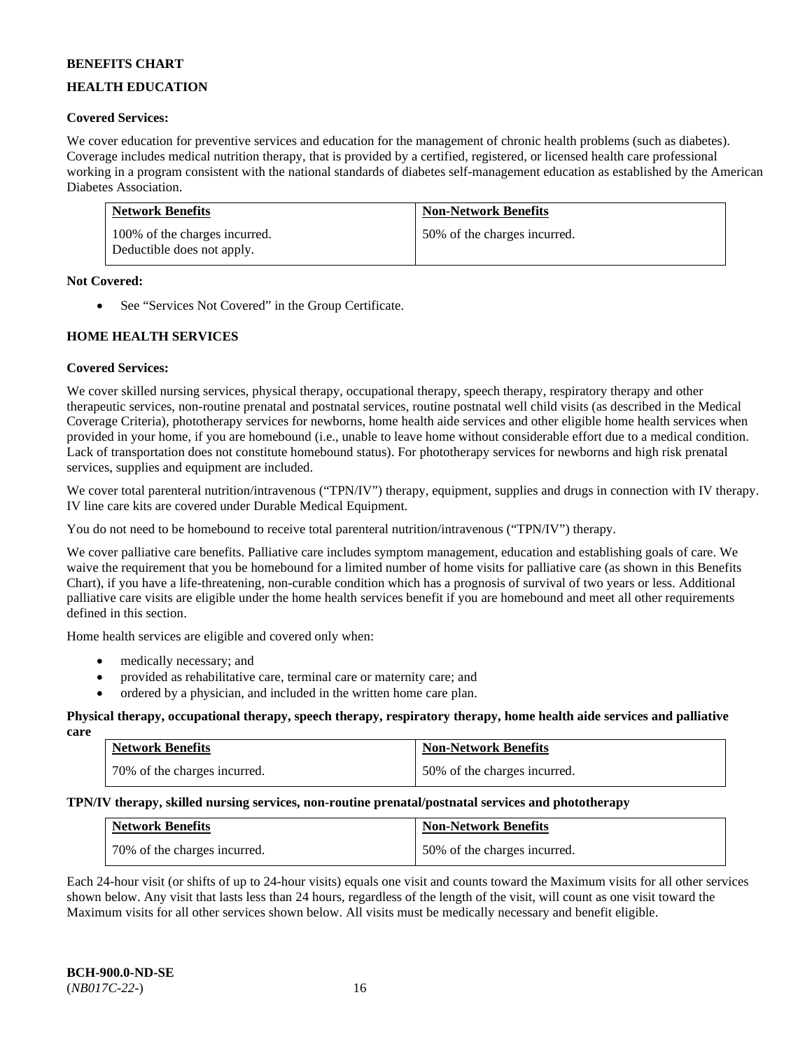**BENEFITS CHART**

**HEALTH EDUCATION**

**Covered Services:**

We cover education for preventive services and education for the management of chronic health problems (such as diabetes). Coverage includes medical nutrition therapy, that is provided by a certified, registered, or licensed health care professional working in a program consistent with the national standards of diabetes self-management education as established by the American Diabetes Association.

| Network Benefits | Non-Network Benefits |
|---|---|
| 100% of the charges incurred. Deductible does not apply. | 50% of the charges incurred. |

**Not Covered:**

- See "Services Not Covered" in the Group Certificate.

**HOME HEALTH SERVICES**

**Covered Services:**

We cover skilled nursing services, physical therapy, occupational therapy, speech therapy, respiratory therapy and other therapeutic services, non-routine prenatal and postnatal services, routine postnatal well child visits (as described in the Medical Coverage Criteria), phototherapy services for newborns, home health aide services and other eligible home health services when provided in your home, if you are homebound (i.e., unable to leave home without considerable effort due to a medical condition. Lack of transportation does not constitute homebound status). For phototherapy services for newborns and high risk prenatal services, supplies and equipment are included.

We cover total parenteral nutrition/intravenous ("TPN/IV") therapy, equipment, supplies and drugs in connection with IV therapy. IV line care kits are covered under Durable Medical Equipment.

You do not need to be homebound to receive total parenteral nutrition/intravenous ("TPN/IV") therapy.

We cover palliative care benefits. Palliative care includes symptom management, education and establishing goals of care. We waive the requirement that you be homebound for a limited number of home visits for palliative care (as shown in this Benefits Chart), if you have a life-threatening, non-curable condition which has a prognosis of survival of two years or less. Additional palliative care visits are eligible under the home health services benefit if you are homebound and meet all other requirements defined in this section.

Home health services are eligible and covered only when:

- medically necessary; and
- provided as rehabilitative care, terminal care or maternity care; and
- ordered by a physician, and included in the written home care plan.

**Physical therapy, occupational therapy, speech therapy, respiratory therapy, home health aide services and palliative care**

| Network Benefits | Non-Network Benefits |
|---|---|
| 70% of the charges incurred. | 50% of the charges incurred. |

**TPN/IV therapy, skilled nursing services, non-routine prenatal/postnatal services and phototherapy**

| Network Benefits | Non-Network Benefits |
|---|---|
| 70% of the charges incurred. | 50% of the charges incurred. |

Each 24-hour visit (or shifts of up to 24-hour visits) equals one visit and counts toward the Maximum visits for all other services shown below. Any visit that lasts less than 24 hours, regardless of the length of the visit, will count as one visit toward the Maximum visits for all other services shown below. All visits must be medically necessary and benefit eligible.

**BCH-900.0-ND-SE**
(*NB017C-22-*)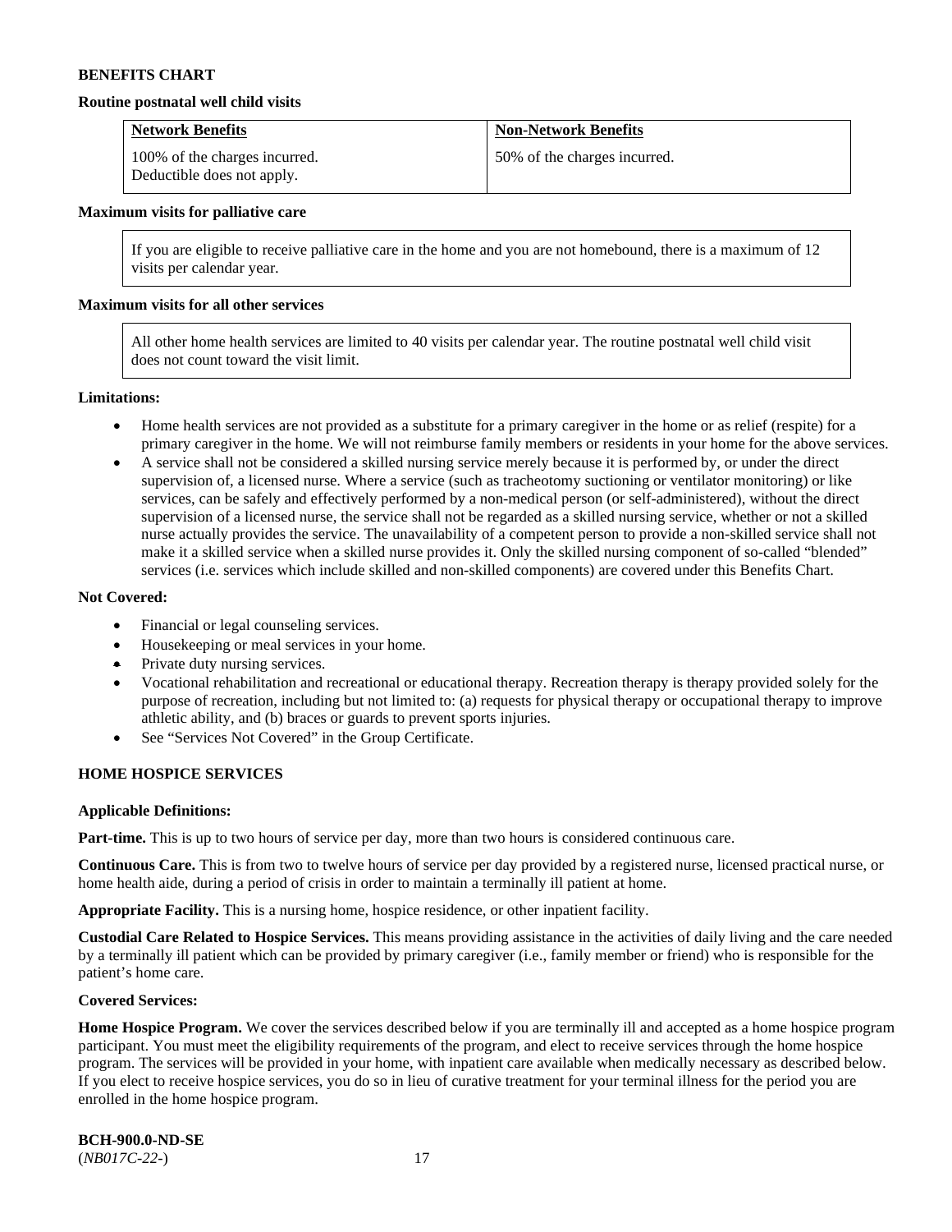**BENEFITS CHART**

**Routine postnatal well child visits**

| Network Benefits | Non-Network Benefits |
|---|---|
| 100% of the charges incurred. Deductible does not apply. | 50% of the charges incurred. |

**Maximum visits for palliative care**

If you are eligible to receive palliative care in the home and you are not homebound, there is a maximum of 12 visits per calendar year.

**Maximum visits for all other services**

All other home health services are limited to 40 visits per calendar year. The routine postnatal well child visit does not count toward the visit limit.

**Limitations:**

- Home health services are not provided as a substitute for a primary caregiver in the home or as relief (respite) for a primary caregiver in the home. We will not reimburse family members or residents in your home for the above services.
- A service shall not be considered a skilled nursing service merely because it is performed by, or under the direct supervision of, a licensed nurse. Where a service (such as tracheotomy suctioning or ventilator monitoring) or like services, can be safely and effectively performed by a non-medical person (or self-administered), without the direct supervision of a licensed nurse, the service shall not be regarded as a skilled nursing service, whether or not a skilled nurse actually provides the service. The unavailability of a competent person to provide a non-skilled service shall not make it a skilled service when a skilled nurse provides it. Only the skilled nursing component of so-called "blended" services (i.e. services which include skilled and non-skilled components) are covered under this Benefits Chart.

**Not Covered:**

- Financial or legal counseling services.
- Housekeeping or meal services in your home.
- Private duty nursing services.
- Vocational rehabilitation and recreational or educational therapy. Recreation therapy is therapy provided solely for the purpose of recreation, including but not limited to: (a) requests for physical therapy or occupational therapy to improve athletic ability, and (b) braces or guards to prevent sports injuries.
- See "Services Not Covered" in the Group Certificate.

**HOME HOSPICE SERVICES**

**Applicable Definitions:**

**Part-time.** This is up to two hours of service per day, more than two hours is considered continuous care.

**Continuous Care.** This is from two to twelve hours of service per day provided by a registered nurse, licensed practical nurse, or home health aide, during a period of crisis in order to maintain a terminally ill patient at home.

**Appropriate Facility.** This is a nursing home, hospice residence, or other inpatient facility.

**Custodial Care Related to Hospice Services.** This means providing assistance in the activities of daily living and the care needed by a terminally ill patient which can be provided by primary caregiver (i.e., family member or friend) who is responsible for the patient's home care.

**Covered Services:**

**Home Hospice Program.** We cover the services described below if you are terminally ill and accepted as a home hospice program participant. You must meet the eligibility requirements of the program, and elect to receive services through the home hospice program. The services will be provided in your home, with inpatient care available when medically necessary as described below. If you elect to receive hospice services, you do so in lieu of curative treatment for your terminal illness for the period you are enrolled in the home hospice program.

**BCH-900.0-ND-SE**
(*NB017C-22-*)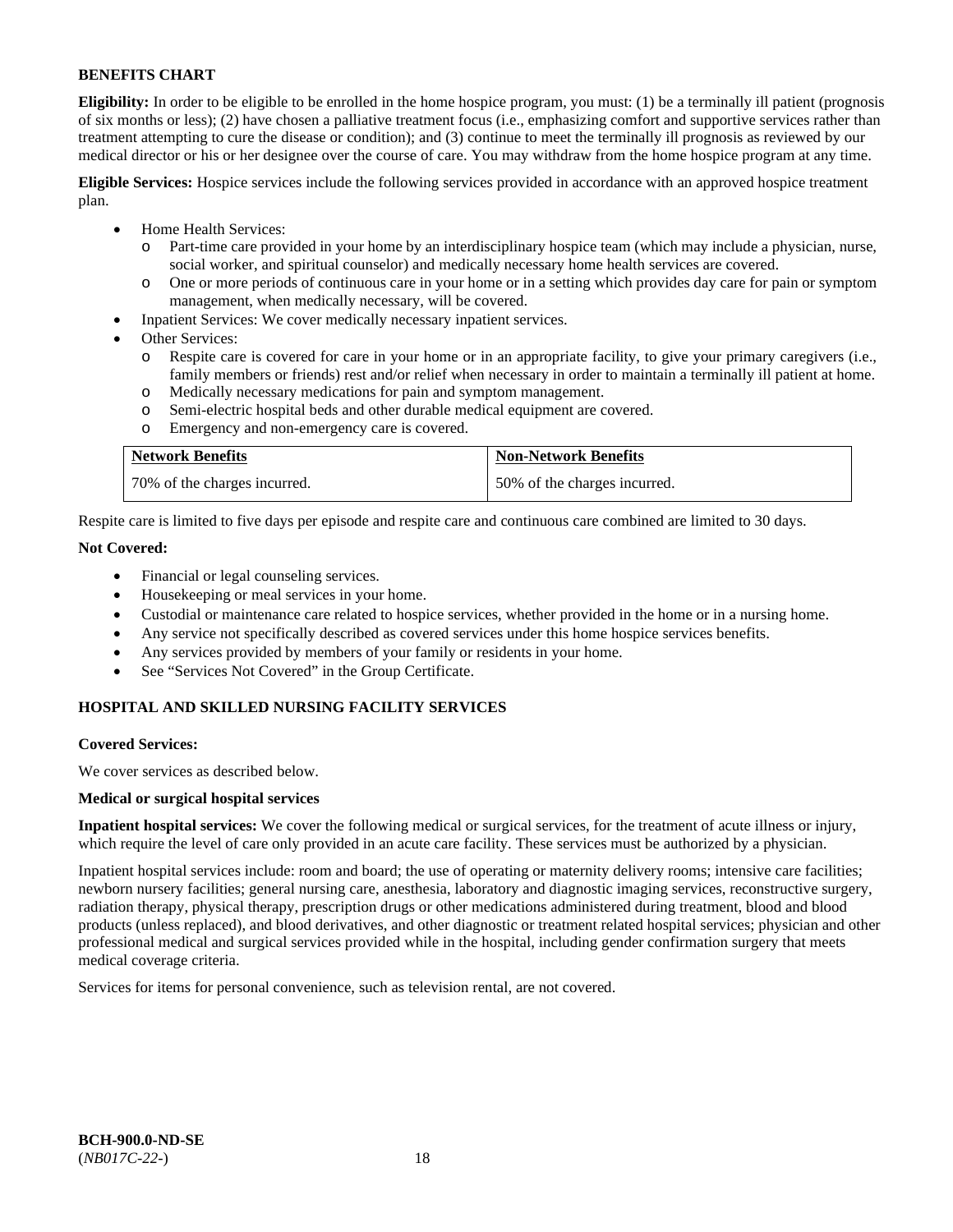**BENEFITS CHART**

**Eligibility:** In order to be eligible to be enrolled in the home hospice program, you must: (1) be a terminally ill patient (prognosis of six months or less); (2) have chosen a palliative treatment focus (i.e., emphasizing comfort and supportive services rather than treatment attempting to cure the disease or condition); and (3) continue to meet the terminally ill prognosis as reviewed by our medical director or his or her designee over the course of care. You may withdraw from the home hospice program at any time.

**Eligible Services:** Hospice services include the following services provided in accordance with an approved hospice treatment plan.

- Home Health Services:
  - Part-time care provided in your home by an interdisciplinary hospice team (which may include a physician, nurse, social worker, and spiritual counselor) and medically necessary home health services are covered.
  - One or more periods of continuous care in your home or in a setting which provides day care for pain or symptom management, when medically necessary, will be covered.
- Inpatient Services: We cover medically necessary inpatient services.
- Other Services:
  - Respite care is covered for care in your home or in an appropriate facility, to give your primary caregivers (i.e., family members or friends) rest and/or relief when necessary in order to maintain a terminally ill patient at home.
  - Medically necessary medications for pain and symptom management.
  - Semi-electric hospital beds and other durable medical equipment are covered.
  - Emergency and non-emergency care is covered.

| Network Benefits | Non-Network Benefits |
|---|---|
| 70% of the charges incurred. | 50% of the charges incurred. |

Respite care is limited to five days per episode and respite care and continuous care combined are limited to 30 days.

**Not Covered:**

- Financial or legal counseling services.
- Housekeeping or meal services in your home.
- Custodial or maintenance care related to hospice services, whether provided in the home or in a nursing home.
- Any service not specifically described as covered services under this home hospice services benefits.
- Any services provided by members of your family or residents in your home.
- See "Services Not Covered" in the Group Certificate.

**HOSPITAL AND SKILLED NURSING FACILITY SERVICES**

**Covered Services:**

We cover services as described below.

**Medical or surgical hospital services**

**Inpatient hospital services:** We cover the following medical or surgical services, for the treatment of acute illness or injury, which require the level of care only provided in an acute care facility. These services must be authorized by a physician.

Inpatient hospital services include: room and board; the use of operating or maternity delivery rooms; intensive care facilities; newborn nursery facilities; general nursing care, anesthesia, laboratory and diagnostic imaging services, reconstructive surgery, radiation therapy, physical therapy, prescription drugs or other medications administered during treatment, blood and blood products (unless replaced), and blood derivatives, and other diagnostic or treatment related hospital services; physician and other professional medical and surgical services provided while in the hospital, including gender confirmation surgery that meets medical coverage criteria.

Services for items for personal convenience, such as television rental, are not covered.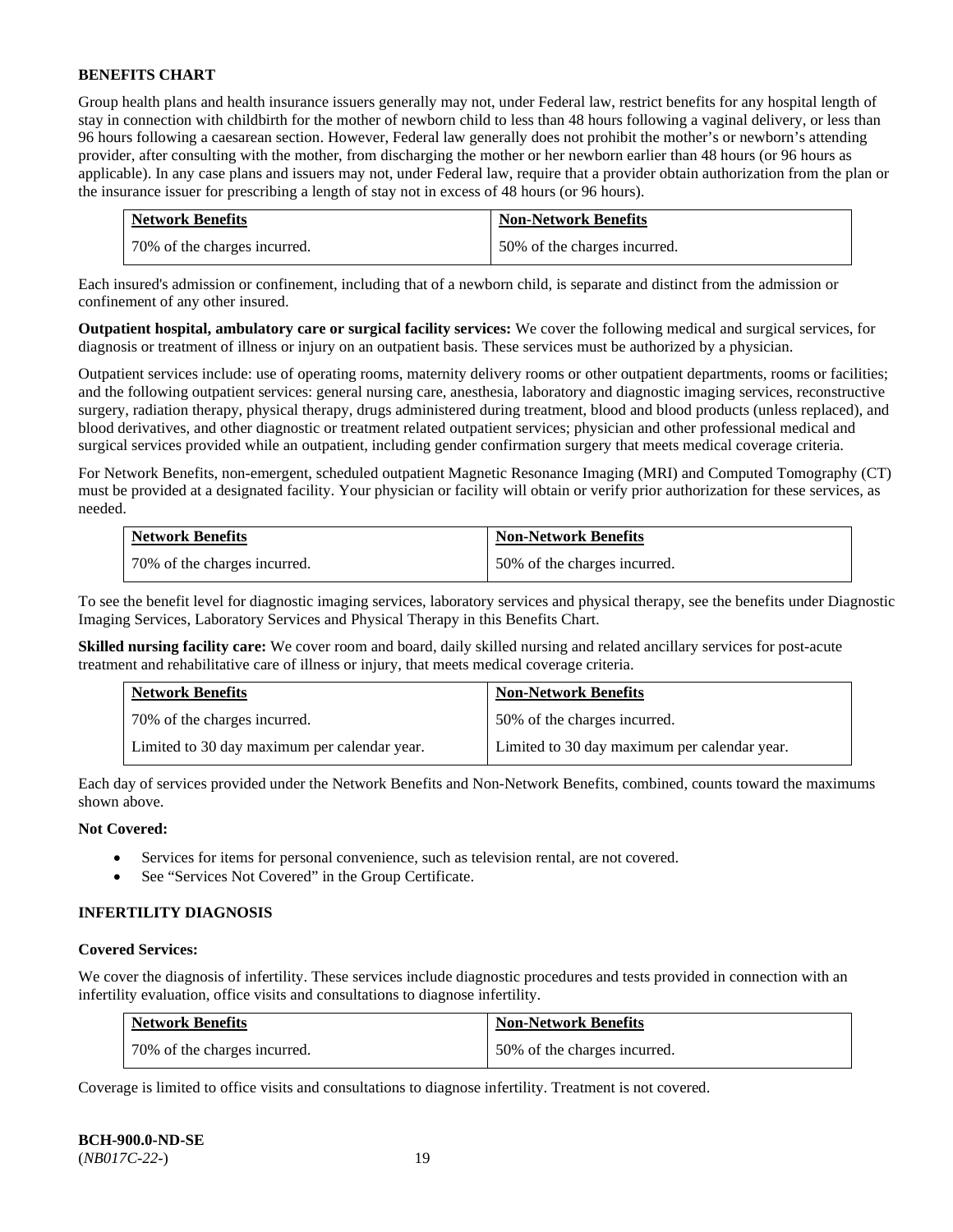### BENEFITS CHART

Group health plans and health insurance issuers generally may not, under Federal law, restrict benefits for any hospital length of stay in connection with childbirth for the mother of newborn child to less than 48 hours following a vaginal delivery, or less than 96 hours following a caesarean section. However, Federal law generally does not prohibit the mother's or newborn's attending provider, after consulting with the mother, from discharging the mother or her newborn earlier than 48 hours (or 96 hours as applicable). In any case plans and issuers may not, under Federal law, require that a provider obtain authorization from the plan or the insurance issuer for prescribing a length of stay not in excess of 48 hours (or 96 hours).

| Network Benefits | Non-Network Benefits |
|---|---|
| 70% of the charges incurred. | 50% of the charges incurred. |

Each insured's admission or confinement, including that of a newborn child, is separate and distinct from the admission or confinement of any other insured.

**Outpatient hospital, ambulatory care or surgical facility services:** We cover the following medical and surgical services, for diagnosis or treatment of illness or injury on an outpatient basis. These services must be authorized by a physician.

Outpatient services include: use of operating rooms, maternity delivery rooms or other outpatient departments, rooms or facilities; and the following outpatient services: general nursing care, anesthesia, laboratory and diagnostic imaging services, reconstructive surgery, radiation therapy, physical therapy, drugs administered during treatment, blood and blood products (unless replaced), and blood derivatives, and other diagnostic or treatment related outpatient services; physician and other professional medical and surgical services provided while an outpatient, including gender confirmation surgery that meets medical coverage criteria.

For Network Benefits, non-emergent, scheduled outpatient Magnetic Resonance Imaging (MRI) and Computed Tomography (CT) must be provided at a designated facility. Your physician or facility will obtain or verify prior authorization for these services, as needed.

| Network Benefits | Non-Network Benefits |
|---|---|
| 70% of the charges incurred. | 50% of the charges incurred. |

To see the benefit level for diagnostic imaging services, laboratory services and physical therapy, see the benefits under Diagnostic Imaging Services, Laboratory Services and Physical Therapy in this Benefits Chart.

**Skilled nursing facility care:** We cover room and board, daily skilled nursing and related ancillary services for post-acute treatment and rehabilitative care of illness or injury, that meets medical coverage criteria.

| Network Benefits | Non-Network Benefits |
|---|---|
| 70% of the charges incurred. | 50% of the charges incurred. |
| Limited to 30 day maximum per calendar year. | Limited to 30 day maximum per calendar year. |

Each day of services provided under the Network Benefits and Non-Network Benefits, combined, counts toward the maximums shown above.

**Not Covered:**

- Services for items for personal convenience, such as television rental, are not covered.
- See "Services Not Covered" in the Group Certificate.

### INFERTILITY DIAGNOSIS

**Covered Services:**

We cover the diagnosis of infertility. These services include diagnostic procedures and tests provided in connection with an infertility evaluation, office visits and consultations to diagnose infertility.

| Network Benefits | Non-Network Benefits |
|---|---|
| 70% of the charges incurred. | 50% of the charges incurred. |

Coverage is limited to office visits and consultations to diagnose infertility. Treatment is not covered.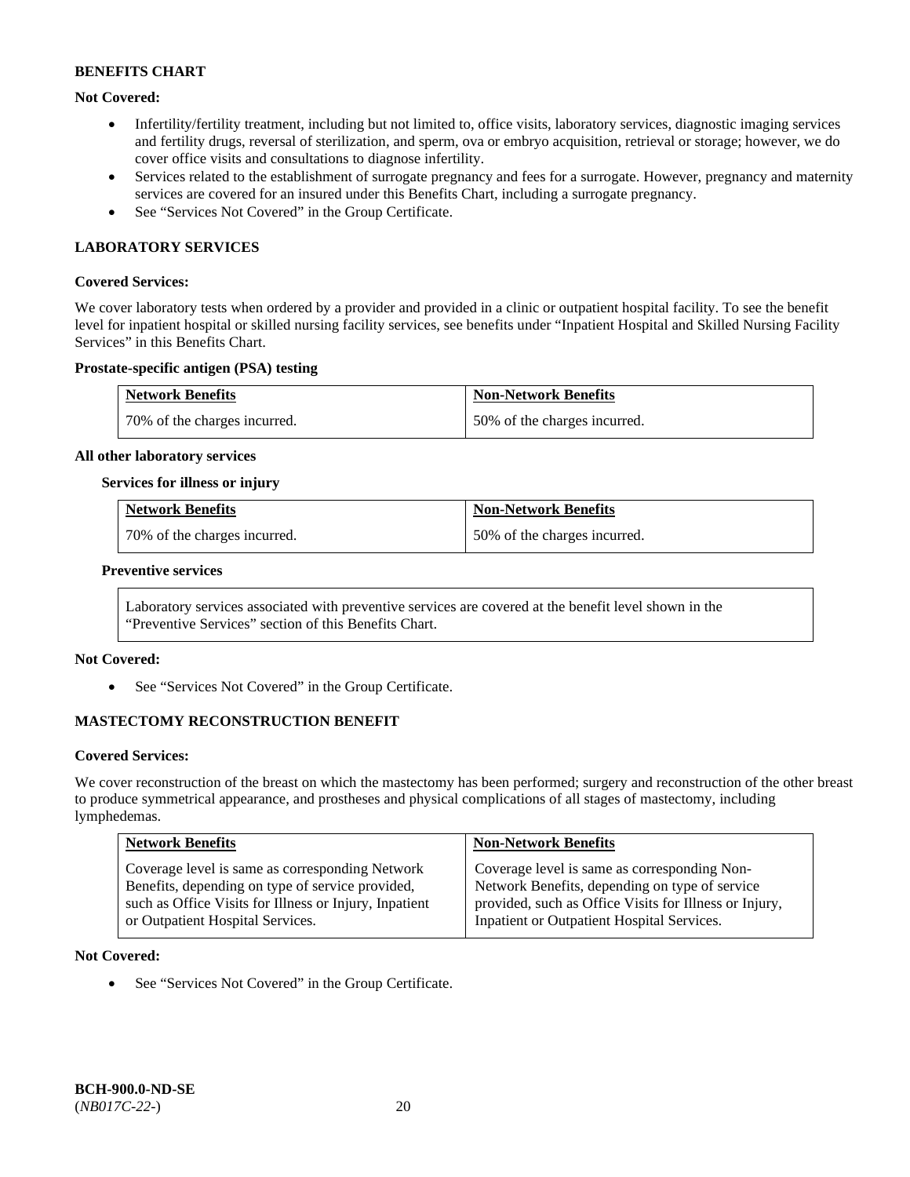**Not Covered:**

- Infertility/fertility treatment, including but not limited to, office visits, laboratory services, diagnostic imaging services and fertility drugs, reversal of sterilization, and sperm, ova or embryo acquisition, retrieval or storage; however, we do cover office visits and consultations to diagnose infertility.
- Services related to the establishment of surrogate pregnancy and fees for a surrogate. However, pregnancy and maternity services are covered for an insured under this Benefits Chart, including a surrogate pregnancy.
- See "Services Not Covered" in the Group Certificate.

### LABORATORY SERVICES

**Covered Services:**

We cover laboratory tests when ordered by a provider and provided in a clinic or outpatient hospital facility. To see the benefit level for inpatient hospital or skilled nursing facility services, see benefits under "Inpatient Hospital and Skilled Nursing Facility Services" in this Benefits Chart.

**Prostate-specific antigen (PSA) testing**

| Network Benefits | Non-Network Benefits |
|---|---|
| 70% of the charges incurred. | 50% of the charges incurred. |

**All other laboratory services**

**Services for illness or injury**

| Network Benefits | Non-Network Benefits |
|---|---|
| 70% of the charges incurred. | 50% of the charges incurred. |

**Preventive services**

Laboratory services associated with preventive services are covered at the benefit level shown in the "Preventive Services" section of this Benefits Chart.

**Not Covered:**

- See "Services Not Covered" in the Group Certificate.

### MASTECTOMY RECONSTRUCTION BENEFIT

**Covered Services:**

We cover reconstruction of the breast on which the mastectomy has been performed; surgery and reconstruction of the other breast to produce symmetrical appearance, and prostheses and physical complications of all stages of mastectomy, including lymphedemas.

| Network Benefits | Non-Network Benefits |
|---|---|
| Coverage level is same as corresponding Network Benefits, depending on type of service provided, such as Office Visits for Illness or Injury, Inpatient or Outpatient Hospital Services. | Coverage level is same as corresponding Non-Network Benefits, depending on type of service provided, such as Office Visits for Illness or Injury, Inpatient or Outpatient Hospital Services. |

**Not Covered:**

- See "Services Not Covered" in the Group Certificate.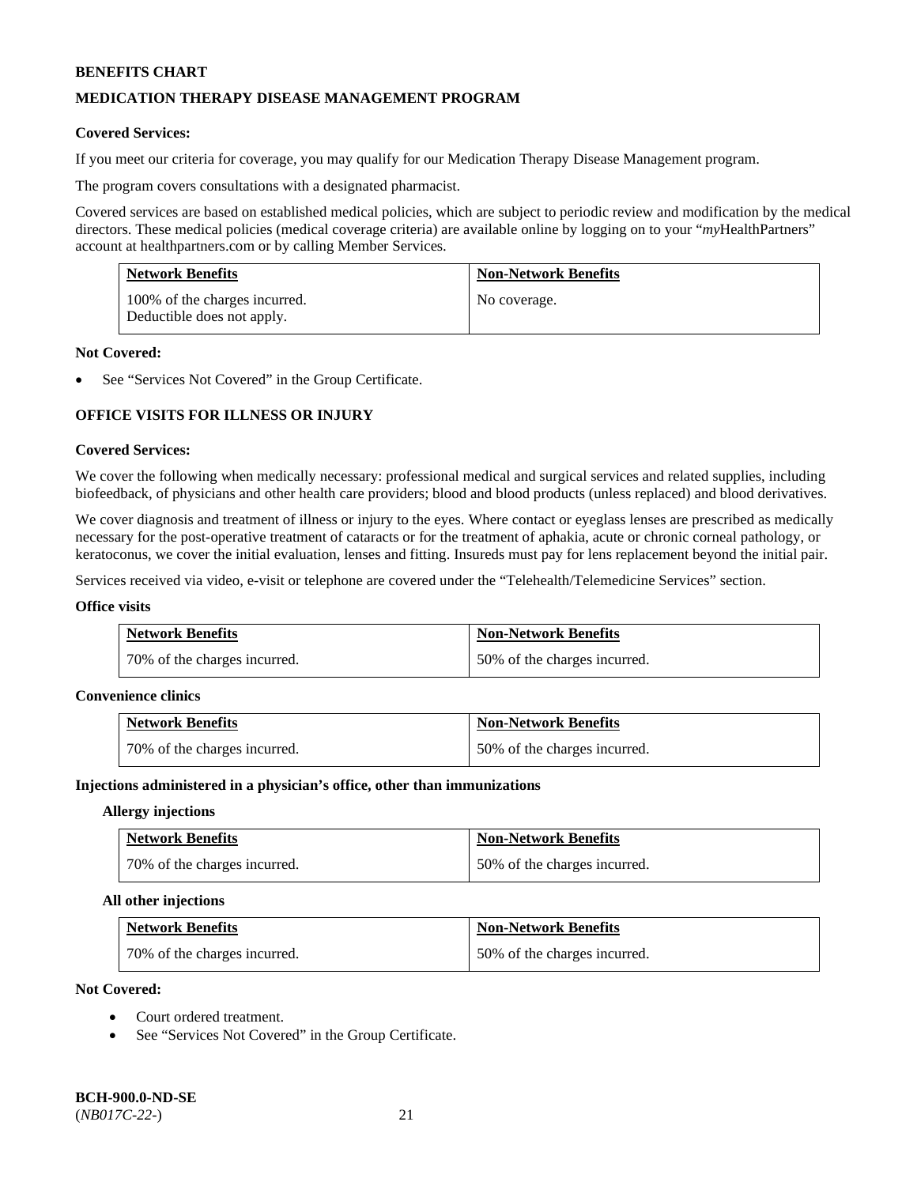**BENEFITS CHART**

**MEDICATION THERAPY DISEASE MANAGEMENT PROGRAM**

**Covered Services:**

If you meet our criteria for coverage, you may qualify for our Medication Therapy Disease Management program.

The program covers consultations with a designated pharmacist.

Covered services are based on established medical policies, which are subject to periodic review and modification by the medical directors. These medical policies (medical coverage criteria) are available online by logging on to your "*my*HealthPartners" account at healthpartners.com or by calling Member Services.

| Network Benefits | Non-Network Benefits |
|---|---|
| 100% of the charges incurred. Deductible does not apply. | No coverage. |

**Not Covered:**

- See "Services Not Covered" in the Group Certificate.

**OFFICE VISITS FOR ILLNESS OR INJURY**

**Covered Services:**

We cover the following when medically necessary: professional medical and surgical services and related supplies, including biofeedback, of physicians and other health care providers; blood and blood products (unless replaced) and blood derivatives.

We cover diagnosis and treatment of illness or injury to the eyes. Where contact or eyeglass lenses are prescribed as medically necessary for the post-operative treatment of cataracts or for the treatment of aphakia, acute or chronic corneal pathology, or keratoconus, we cover the initial evaluation, lenses and fitting. Insureds must pay for lens replacement beyond the initial pair.

Services received via video, e-visit or telephone are covered under the "Telehealth/Telemedicine Services" section.

**Office visits**

| Network Benefits | Non-Network Benefits |
|---|---|
| 70% of the charges incurred. | 50% of the charges incurred. |

**Convenience clinics**

| Network Benefits | Non-Network Benefits |
|---|---|
| 70% of the charges incurred. | 50% of the charges incurred. |

**Injections administered in a physician's office, other than immunizations**

**Allergy injections**

| Network Benefits | Non-Network Benefits |
|---|---|
| 70% of the charges incurred. | 50% of the charges incurred. |

**All other injections**

| Network Benefits | Non-Network Benefits |
|---|---|
| 70% of the charges incurred. | 50% of the charges incurred. |

**Not Covered:**

- Court ordered treatment.
- See "Services Not Covered" in the Group Certificate.

**BCH-900.0-ND-SE**
(*NB017C-22-*)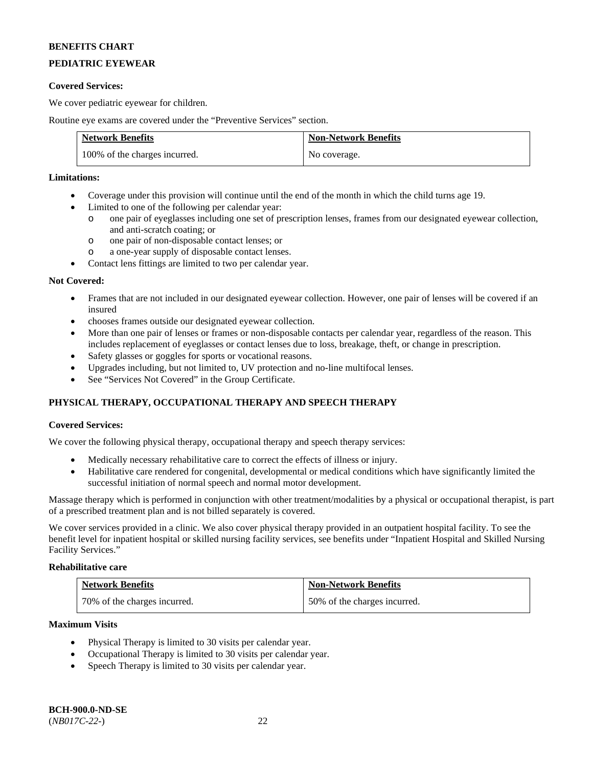**BENEFITS CHART**

**PEDIATRIC EYEWEAR**

**Covered Services:**

We cover pediatric eyewear for children.

Routine eye exams are covered under the "Preventive Services" section.

| Network Benefits | Non-Network Benefits |
| --- | --- |
| 100% of the charges incurred. | No coverage. |

**Limitations:**

- Coverage under this provision will continue until the end of the month in which the child turns age 19.
- Limited to one of the following per calendar year:
  - one pair of eyeglasses including one set of prescription lenses, frames from our designated eyewear collection, and anti-scratch coating; or
  - one pair of non-disposable contact lenses; or
  - a one-year supply of disposable contact lenses.
- Contact lens fittings are limited to two per calendar year.

**Not Covered:**

- Frames that are not included in our designated eyewear collection. However, one pair of lenses will be covered if an insured
- chooses frames outside our designated eyewear collection.
- More than one pair of lenses or frames or non-disposable contacts per calendar year, regardless of the reason. This includes replacement of eyeglasses or contact lenses due to loss, breakage, theft, or change in prescription.
- Safety glasses or goggles for sports or vocational reasons.
- Upgrades including, but not limited to, UV protection and no-line multifocal lenses.
- See "Services Not Covered" in the Group Certificate.

**PHYSICAL THERAPY, OCCUPATIONAL THERAPY AND SPEECH THERAPY**

**Covered Services:**

We cover the following physical therapy, occupational therapy and speech therapy services:

- Medically necessary rehabilitative care to correct the effects of illness or injury.
- Habilitative care rendered for congenital, developmental or medical conditions which have significantly limited the successful initiation of normal speech and normal motor development.

Massage therapy which is performed in conjunction with other treatment/modalities by a physical or occupational therapist, is part of a prescribed treatment plan and is not billed separately is covered.

We cover services provided in a clinic. We also cover physical therapy provided in an outpatient hospital facility. To see the benefit level for inpatient hospital or skilled nursing facility services, see benefits under "Inpatient Hospital and Skilled Nursing Facility Services."

**Rehabilitative care**

| Network Benefits | Non-Network Benefits |
| --- | --- |
| 70% of the charges incurred. | 50% of the charges incurred. |

**Maximum Visits**

- Physical Therapy is limited to 30 visits per calendar year.
- Occupational Therapy is limited to 30 visits per calendar year.
- Speech Therapy is limited to 30 visits per calendar year.

**BCH-900.0-ND-SE**
(*NB017C-22-*)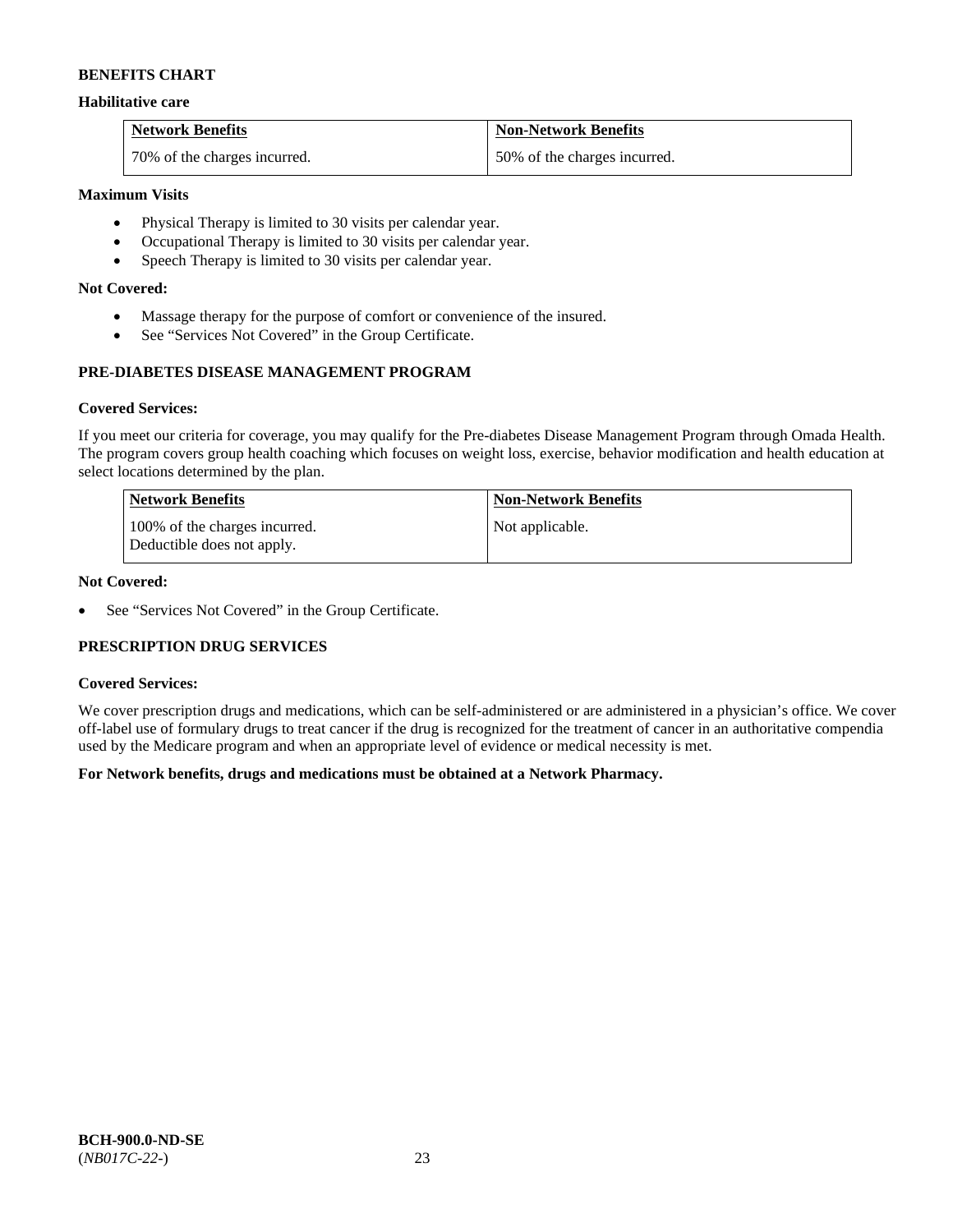**BENEFITS CHART**

**Habilitative care**

| Network Benefits | Non-Network Benefits |
|---|---|
| 70% of the charges incurred. | 50% of the charges incurred. |

**Maximum Visits**

- Physical Therapy is limited to 30 visits per calendar year.
- Occupational Therapy is limited to 30 visits per calendar year.
- Speech Therapy is limited to 30 visits per calendar year.

**Not Covered:**

- Massage therapy for the purpose of comfort or convenience of the insured.
- See "Services Not Covered" in the Group Certificate.

**PRE-DIABETES DISEASE MANAGEMENT PROGRAM**

**Covered Services:**

If you meet our criteria for coverage, you may qualify for the Pre-diabetes Disease Management Program through Omada Health. The program covers group health coaching which focuses on weight loss, exercise, behavior modification and health education at select locations determined by the plan.

| Network Benefits | Non-Network Benefits |
|---|---|
| 100% of the charges incurred. Deductible does not apply. | Not applicable. |

**Not Covered:**

- See "Services Not Covered" in the Group Certificate.

**PRESCRIPTION DRUG SERVICES**

**Covered Services:**

We cover prescription drugs and medications, which can be self-administered or are administered in a physician's office. We cover off-label use of formulary drugs to treat cancer if the drug is recognized for the treatment of cancer in an authoritative compendia used by the Medicare program and when an appropriate level of evidence or medical necessity is met.

**For Network benefits, drugs and medications must be obtained at a Network Pharmacy.**

**BCH-900.0-ND-SE**
(*NB017C-22-*)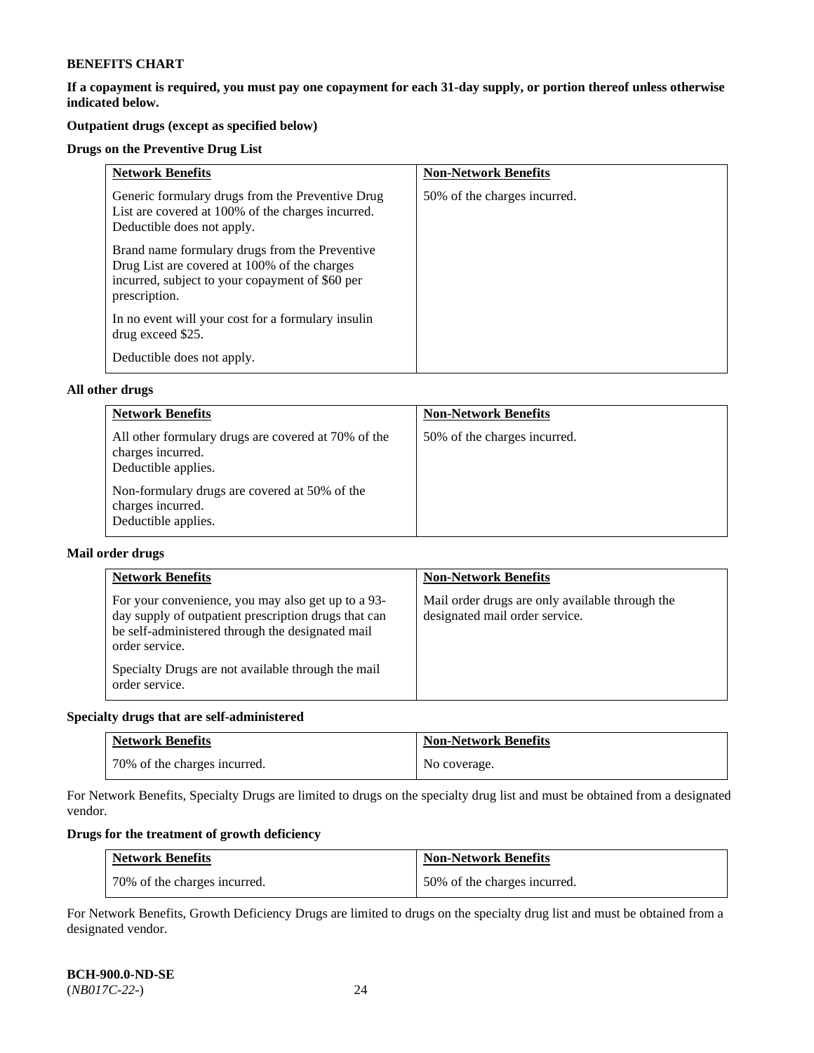**BENEFITS CHART**

**If a copayment is required, you must pay one copayment for each 31-day supply, or portion thereof unless otherwise indicated below.**

**Outpatient drugs (except as specified below)**

**Drugs on the Preventive Drug List**

| Network Benefits | Non-Network Benefits |
|---|---|
| Generic formulary drugs from the Preventive Drug List are covered at 100% of the charges incurred. Deductible does not apply.<br><br>Brand name formulary drugs from the Preventive Drug List are covered at 100% of the charges incurred, subject to your copayment of $60 per prescription.<br><br>In no event will your cost for a formulary insulin drug exceed $25.<br><br>Deductible does not apply. | 50% of the charges incurred. |

**All other drugs**

| Network Benefits | Non-Network Benefits |
|---|---|
| All other formulary drugs are covered at 70% of the charges incurred. Deductible applies.<br><br>Non-formulary drugs are covered at 50% of the charges incurred. Deductible applies. | 50% of the charges incurred. |

**Mail order drugs**

| Network Benefits | Non-Network Benefits |
|---|---|
| For your convenience, you may also get up to a 93-day supply of outpatient prescription drugs that can be self-administered through the designated mail order service.<br><br>Specialty Drugs are not available through the mail order service. | Mail order drugs are only available through the designated mail order service. |

**Specialty drugs that are self-administered**

| Network Benefits | Non-Network Benefits |
|---|---|
| 70% of the charges incurred. | No coverage. |

For Network Benefits, Specialty Drugs are limited to drugs on the specialty drug list and must be obtained from a designated vendor.

**Drugs for the treatment of growth deficiency**

| Network Benefits | Non-Network Benefits |
|---|---|
| 70% of the charges incurred. | 50% of the charges incurred. |

For Network Benefits, Growth Deficiency Drugs are limited to drugs on the specialty drug list and must be obtained from a designated vendor.

**BCH-900.0-ND-SE**
(*NB017C-22-*)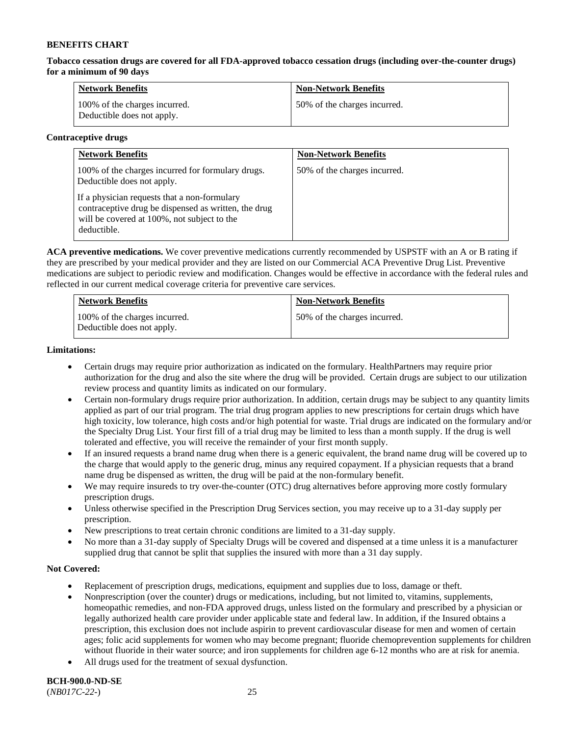**BENEFITS CHART**

**Tobacco cessation drugs are covered for all FDA-approved tobacco cessation drugs (including over-the-counter drugs) for a minimum of 90 days**

| Network Benefits | Non-Network Benefits |
|---|---|
| 100% of the charges incurred. Deductible does not apply. | 50% of the charges incurred. |

**Contraceptive drugs**

| Network Benefits | Non-Network Benefits |
|---|---|
| 100% of the charges incurred for formulary drugs. Deductible does not apply.<br><br>If a physician requests that a non-formulary contraceptive drug be dispensed as written, the drug will be covered at 100%, not subject to the deductible. | 50% of the charges incurred. |

**ACA preventive medications.** We cover preventive medications currently recommended by USPSTF with an A or B rating if they are prescribed by your medical provider and they are listed on our Commercial ACA Preventive Drug List. Preventive medications are subject to periodic review and modification. Changes would be effective in accordance with the federal rules and reflected in our current medical coverage criteria for preventive care services.

| Network Benefits | Non-Network Benefits |
|---|---|
| 100% of the charges incurred. Deductible does not apply. | 50% of the charges incurred. |

**Limitations:**

- Certain drugs may require prior authorization as indicated on the formulary. HealthPartners may require prior authorization for the drug and also the site where the drug will be provided. Certain drugs are subject to our utilization review process and quantity limits as indicated on our formulary.
- Certain non-formulary drugs require prior authorization. In addition, certain drugs may be subject to any quantity limits applied as part of our trial program. The trial drug program applies to new prescriptions for certain drugs which have high toxicity, low tolerance, high costs and/or high potential for waste. Trial drugs are indicated on the formulary and/or the Specialty Drug List. Your first fill of a trial drug may be limited to less than a month supply. If the drug is well tolerated and effective, you will receive the remainder of your first month supply.
- If an insured requests a brand name drug when there is a generic equivalent, the brand name drug will be covered up to the charge that would apply to the generic drug, minus any required copayment. If a physician requests that a brand name drug be dispensed as written, the drug will be paid at the non-formulary benefit.
- We may require insureds to try over-the-counter (OTC) drug alternatives before approving more costly formulary prescription drugs.
- Unless otherwise specified in the Prescription Drug Services section, you may receive up to a 31-day supply per prescription.
- New prescriptions to treat certain chronic conditions are limited to a 31-day supply.
- No more than a 31-day supply of Specialty Drugs will be covered and dispensed at a time unless it is a manufacturer supplied drug that cannot be split that supplies the insured with more than a 31 day supply.

**Not Covered:**

- Replacement of prescription drugs, medications, equipment and supplies due to loss, damage or theft.
- Nonprescription (over the counter) drugs or medications, including, but not limited to, vitamins, supplements, homeopathic remedies, and non-FDA approved drugs, unless listed on the formulary and prescribed by a physician or legally authorized health care provider under applicable state and federal law. In addition, if the Insured obtains a prescription, this exclusion does not include aspirin to prevent cardiovascular disease for men and women of certain ages; folic acid supplements for women who may become pregnant; fluoride chemoprevention supplements for children without fluoride in their water source; and iron supplements for children age 6-12 months who are at risk for anemia.
- All drugs used for the treatment of sexual dysfunction.

**BCH-900.0-ND-SE**
(*NB017C-22-*)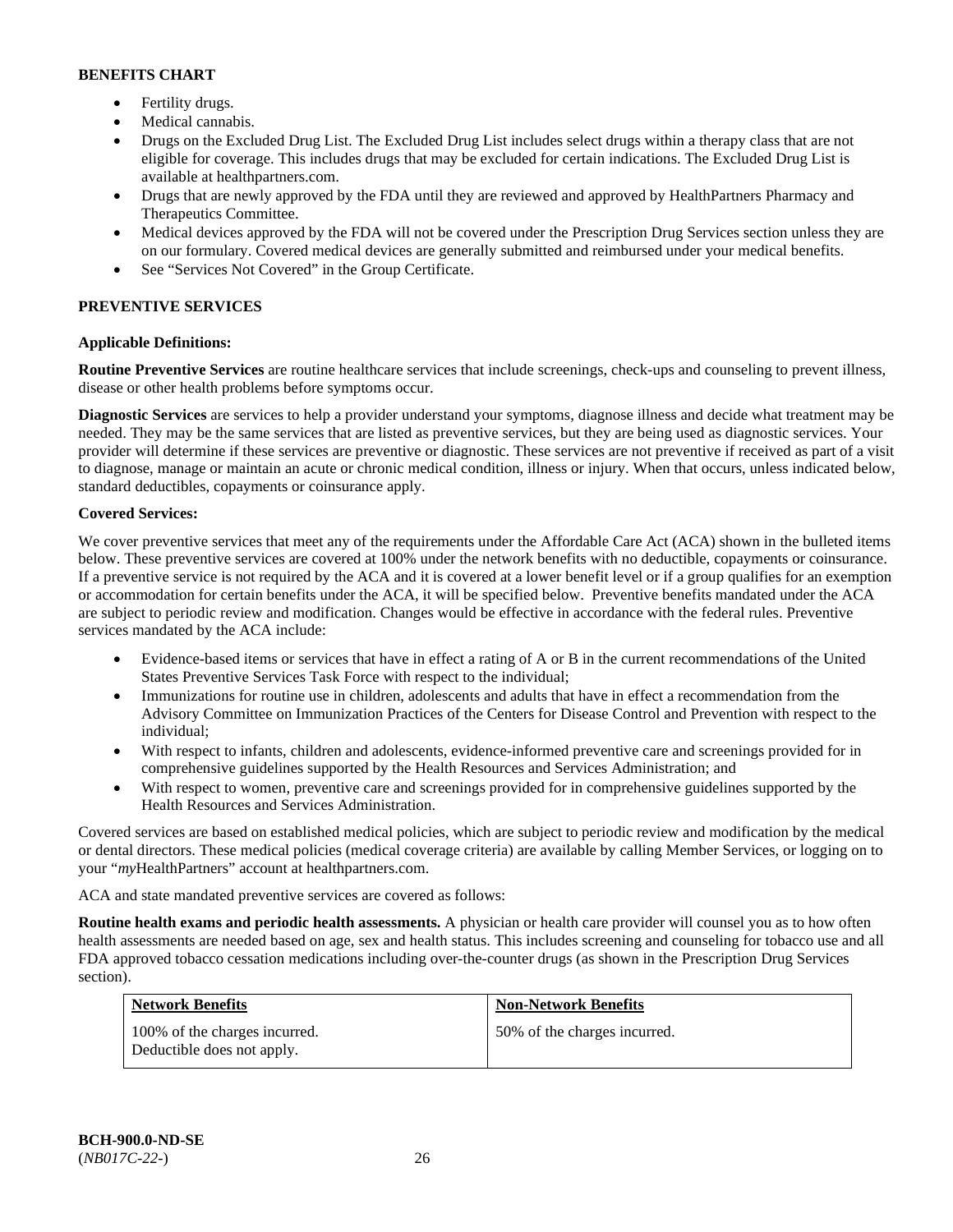**BENEFITS CHART**

- Fertility drugs.
- Medical cannabis.
- Drugs on the Excluded Drug List. The Excluded Drug List includes select drugs within a therapy class that are not eligible for coverage. This includes drugs that may be excluded for certain indications. The Excluded Drug List is available at healthpartners.com.
- Drugs that are newly approved by the FDA until they are reviewed and approved by HealthPartners Pharmacy and Therapeutics Committee.
- Medical devices approved by the FDA will not be covered under the Prescription Drug Services section unless they are on our formulary. Covered medical devices are generally submitted and reimbursed under your medical benefits.
- See "Services Not Covered" in the Group Certificate.

## PREVENTIVE SERVICES

**Applicable Definitions:**

**Routine Preventive Services** are routine healthcare services that include screenings, check-ups and counseling to prevent illness, disease or other health problems before symptoms occur.

**Diagnostic Services** are services to help a provider understand your symptoms, diagnose illness and decide what treatment may be needed. They may be the same services that are listed as preventive services, but they are being used as diagnostic services. Your provider will determine if these services are preventive or diagnostic. These services are not preventive if received as part of a visit to diagnose, manage or maintain an acute or chronic medical condition, illness or injury. When that occurs, unless indicated below, standard deductibles, copayments or coinsurance apply.

**Covered Services:**

We cover preventive services that meet any of the requirements under the Affordable Care Act (ACA) shown in the bulleted items below. These preventive services are covered at 100% under the network benefits with no deductible, copayments or coinsurance. If a preventive service is not required by the ACA and it is covered at a lower benefit level or if a group qualifies for an exemption or accommodation for certain benefits under the ACA, it will be specified below. Preventive benefits mandated under the ACA are subject to periodic review and modification. Changes would be effective in accordance with the federal rules. Preventive services mandated by the ACA include:

- Evidence-based items or services that have in effect a rating of A or B in the current recommendations of the United States Preventive Services Task Force with respect to the individual;
- Immunizations for routine use in children, adolescents and adults that have in effect a recommendation from the Advisory Committee on Immunization Practices of the Centers for Disease Control and Prevention with respect to the individual;
- With respect to infants, children and adolescents, evidence-informed preventive care and screenings provided for in comprehensive guidelines supported by the Health Resources and Services Administration; and
- With respect to women, preventive care and screenings provided for in comprehensive guidelines supported by the Health Resources and Services Administration.

Covered services are based on established medical policies, which are subject to periodic review and modification by the medical or dental directors. These medical policies (medical coverage criteria) are available by calling Member Services, or logging on to your "*my*HealthPartners" account at healthpartners.com.

ACA and state mandated preventive services are covered as follows:

**Routine health exams and periodic health assessments.** A physician or health care provider will counsel you as to how often health assessments are needed based on age, sex and health status. This includes screening and counseling for tobacco use and all FDA approved tobacco cessation medications including over-the-counter drugs (as shown in the Prescription Drug Services section).

| Network Benefits | Non-Network Benefits |
|---|---|
| 100% of the charges incurred. Deductible does not apply. | 50% of the charges incurred. |

BCH-900.0-ND-SE
(*NB017C-22-*)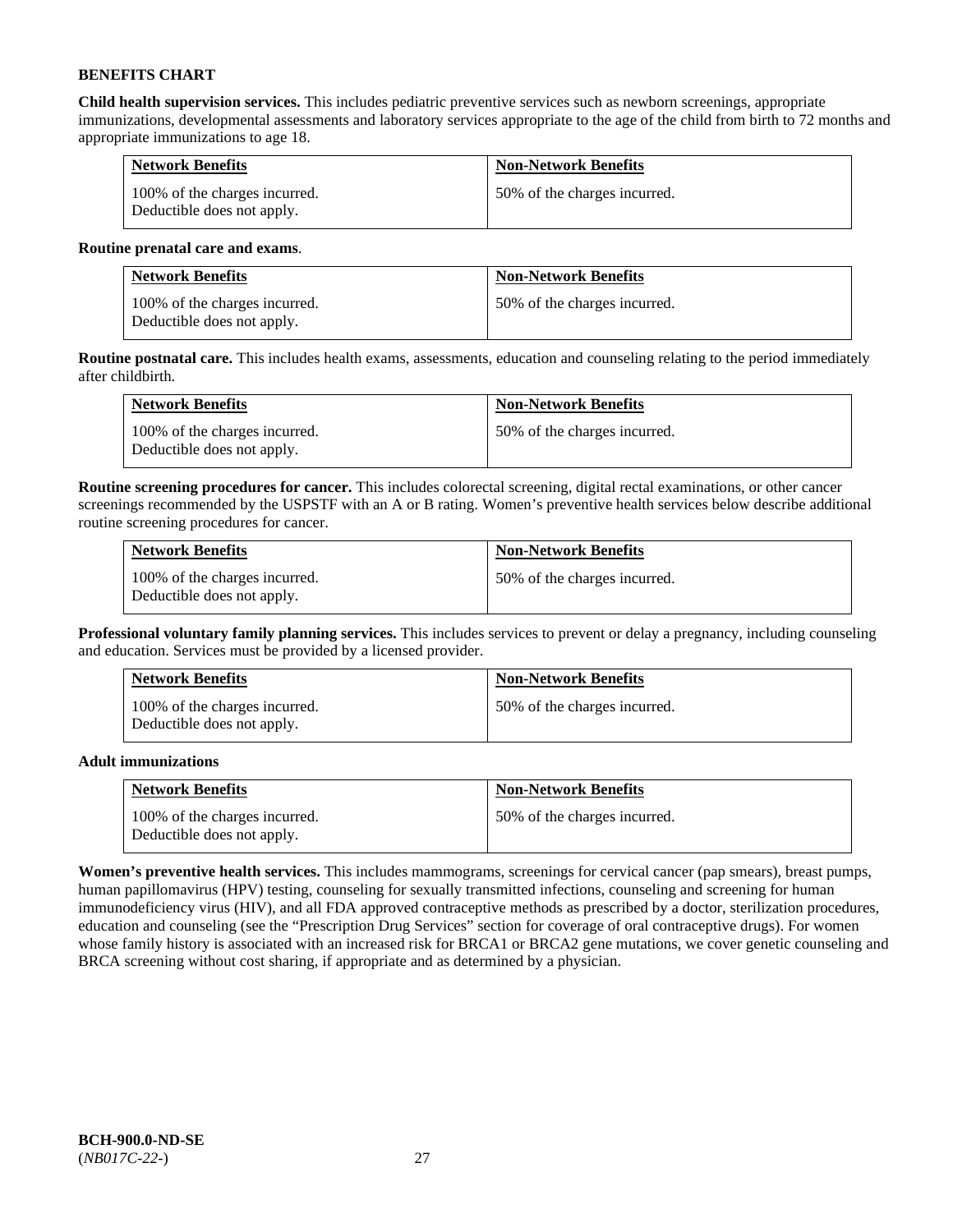**BENEFITS CHART**

**Child health supervision services.** This includes pediatric preventive services such as newborn screenings, appropriate immunizations, developmental assessments and laboratory services appropriate to the age of the child from birth to 72 months and appropriate immunizations to age 18.

| Network Benefits | Non-Network Benefits |
|---|---|
| 100% of the charges incurred. Deductible does not apply. | 50% of the charges incurred. |

**Routine prenatal care and exams**.

| Network Benefits | Non-Network Benefits |
|---|---|
| 100% of the charges incurred. Deductible does not apply. | 50% of the charges incurred. |

**Routine postnatal care.** This includes health exams, assessments, education and counseling relating to the period immediately after childbirth.

| Network Benefits | Non-Network Benefits |
|---|---|
| 100% of the charges incurred. Deductible does not apply. | 50% of the charges incurred. |

**Routine screening procedures for cancer.** This includes colorectal screening, digital rectal examinations, or other cancer screenings recommended by the USPSTF with an A or B rating. Women's preventive health services below describe additional routine screening procedures for cancer.

| Network Benefits | Non-Network Benefits |
|---|---|
| 100% of the charges incurred. Deductible does not apply. | 50% of the charges incurred. |

**Professional voluntary family planning services.** This includes services to prevent or delay a pregnancy, including counseling and education. Services must be provided by a licensed provider.

| Network Benefits | Non-Network Benefits |
|---|---|
| 100% of the charges incurred. Deductible does not apply. | 50% of the charges incurred. |

**Adult immunizations**

| Network Benefits | Non-Network Benefits |
|---|---|
| 100% of the charges incurred. Deductible does not apply. | 50% of the charges incurred. |

**Women's preventive health services.** This includes mammograms, screenings for cervical cancer (pap smears), breast pumps, human papillomavirus (HPV) testing, counseling for sexually transmitted infections, counseling and screening for human immunodeficiency virus (HIV), and all FDA approved contraceptive methods as prescribed by a doctor, sterilization procedures, education and counseling (see the "Prescription Drug Services" section for coverage of oral contraceptive drugs). For women whose family history is associated with an increased risk for BRCA1 or BRCA2 gene mutations, we cover genetic counseling and BRCA screening without cost sharing, if appropriate and as determined by a physician.

**BCH-900.0-ND-SE**
(*NB017C-22-*)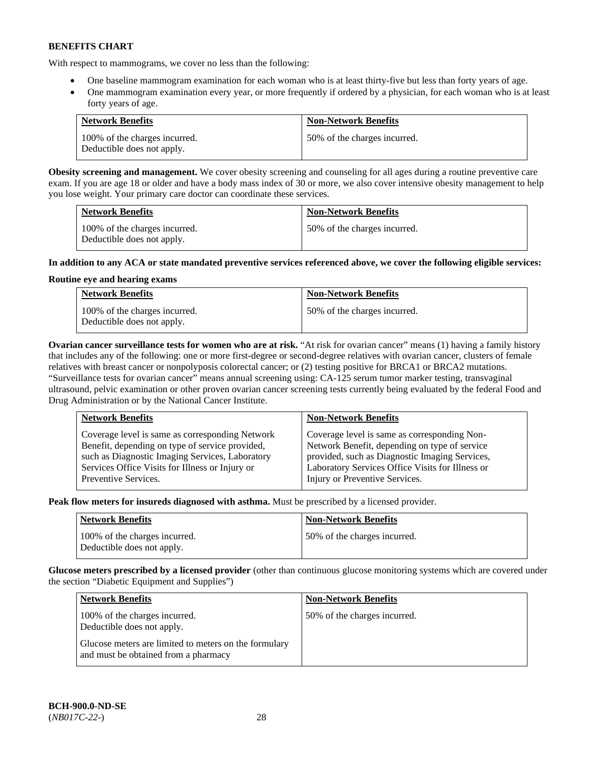**BENEFITS CHART**

With respect to mammograms, we cover no less than the following:

- One baseline mammogram examination for each woman who is at least thirty-five but less than forty years of age.
- One mammogram examination every year, or more frequently if ordered by a physician, for each woman who is at least forty years of age.

| Network Benefits | Non-Network Benefits |
|---|---|
| 100% of the charges incurred. Deductible does not apply. | 50% of the charges incurred. |

**Obesity screening and management.** We cover obesity screening and counseling for all ages during a routine preventive care exam. If you are age 18 or older and have a body mass index of 30 or more, we also cover intensive obesity management to help you lose weight. Your primary care doctor can coordinate these services.

| Network Benefits | Non-Network Benefits |
|---|---|
| 100% of the charges incurred. Deductible does not apply. | 50% of the charges incurred. |

**In addition to any ACA or state mandated preventive services referenced above, we cover the following eligible services:**

**Routine eye and hearing exams**

| Network Benefits | Non-Network Benefits |
|---|---|
| 100% of the charges incurred. Deductible does not apply. | 50% of the charges incurred. |

**Ovarian cancer surveillance tests for women who are at risk.** "At risk for ovarian cancer" means (1) having a family history that includes any of the following: one or more first-degree or second-degree relatives with ovarian cancer, clusters of female relatives with breast cancer or nonpolyposis colorectal cancer; or (2) testing positive for BRCA1 or BRCA2 mutations. "Surveillance tests for ovarian cancer" means annual screening using: CA-125 serum tumor marker testing, transvaginal ultrasound, pelvic examination or other proven ovarian cancer screening tests currently being evaluated by the federal Food and Drug Administration or by the National Cancer Institute.

| Network Benefits | Non-Network Benefits |
|---|---|
| Coverage level is same as corresponding Network Benefit, depending on type of service provided, such as Diagnostic Imaging Services, Laboratory Services Office Visits for Illness or Injury or Preventive Services. | Coverage level is same as corresponding Non-Network Benefit, depending on type of service provided, such as Diagnostic Imaging Services, Laboratory Services Office Visits for Illness or Injury or Preventive Services. |

**Peak flow meters for insureds diagnosed with asthma.** Must be prescribed by a licensed provider.

| Network Benefits | Non-Network Benefits |
|---|---|
| 100% of the charges incurred. Deductible does not apply. | 50% of the charges incurred. |

**Glucose meters prescribed by a licensed provider** (other than continuous glucose monitoring systems which are covered under the section "Diabetic Equipment and Supplies")

| Network Benefits | Non-Network Benefits |
|---|---|
| 100% of the charges incurred. Deductible does not apply.<br><br>Glucose meters are limited to meters on the formulary and must be obtained from a pharmacy | 50% of the charges incurred. |

**BCH-900.0-ND-SE**
(*NB017C-22-*)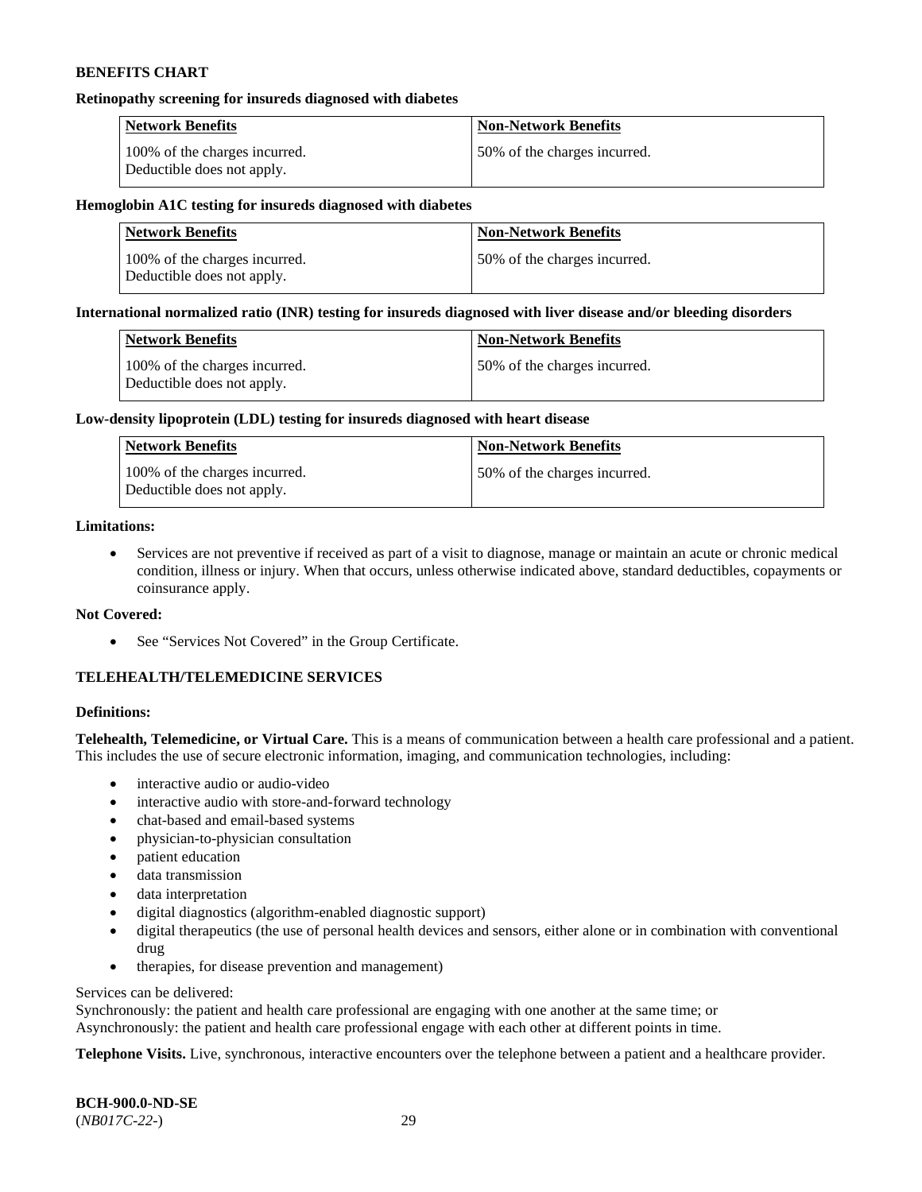**BENEFITS CHART**

**Retinopathy screening for insureds diagnosed with diabetes**

| Network Benefits | Non-Network Benefits |
|---|---|
| 100% of the charges incurred. Deductible does not apply. | 50% of the charges incurred. |

**Hemoglobin A1C testing for insureds diagnosed with diabetes**

| Network Benefits | Non-Network Benefits |
|---|---|
| 100% of the charges incurred. Deductible does not apply. | 50% of the charges incurred. |

**International normalized ratio (INR) testing for insureds diagnosed with liver disease and/or bleeding disorders**

| Network Benefits | Non-Network Benefits |
|---|---|
| 100% of the charges incurred. Deductible does not apply. | 50% of the charges incurred. |

**Low-density lipoprotein (LDL) testing for insureds diagnosed with heart disease**

| Network Benefits | Non-Network Benefits |
|---|---|
| 100% of the charges incurred. Deductible does not apply. | 50% of the charges incurred. |

**Limitations:**

- Services are not preventive if received as part of a visit to diagnose, manage or maintain an acute or chronic medical condition, illness or injury. When that occurs, unless otherwise indicated above, standard deductibles, copayments or coinsurance apply.

**Not Covered:**

- See "Services Not Covered" in the Group Certificate.

## TELEHEALTH/TELEMEDICINE SERVICES

**Definitions:**

**Telehealth, Telemedicine, or Virtual Care.** This is a means of communication between a health care professional and a patient. This includes the use of secure electronic information, imaging, and communication technologies, including:

- interactive audio or audio-video
- interactive audio with store-and-forward technology
- chat-based and email-based systems
- physician-to-physician consultation
- patient education
- data transmission
- data interpretation
- digital diagnostics (algorithm-enabled diagnostic support)
- digital therapeutics (the use of personal health devices and sensors, either alone or in combination with conventional drug
- therapies, for disease prevention and management)

Services can be delivered:
Synchronously: the patient and health care professional are engaging with one another at the same time; or
Asynchronously: the patient and health care professional engage with each other at different points in time.

**Telephone Visits.** Live, synchronous, interactive encounters over the telephone between a patient and a healthcare provider.

**BCH-900.0-ND-SE**
(*NB017C-22-*)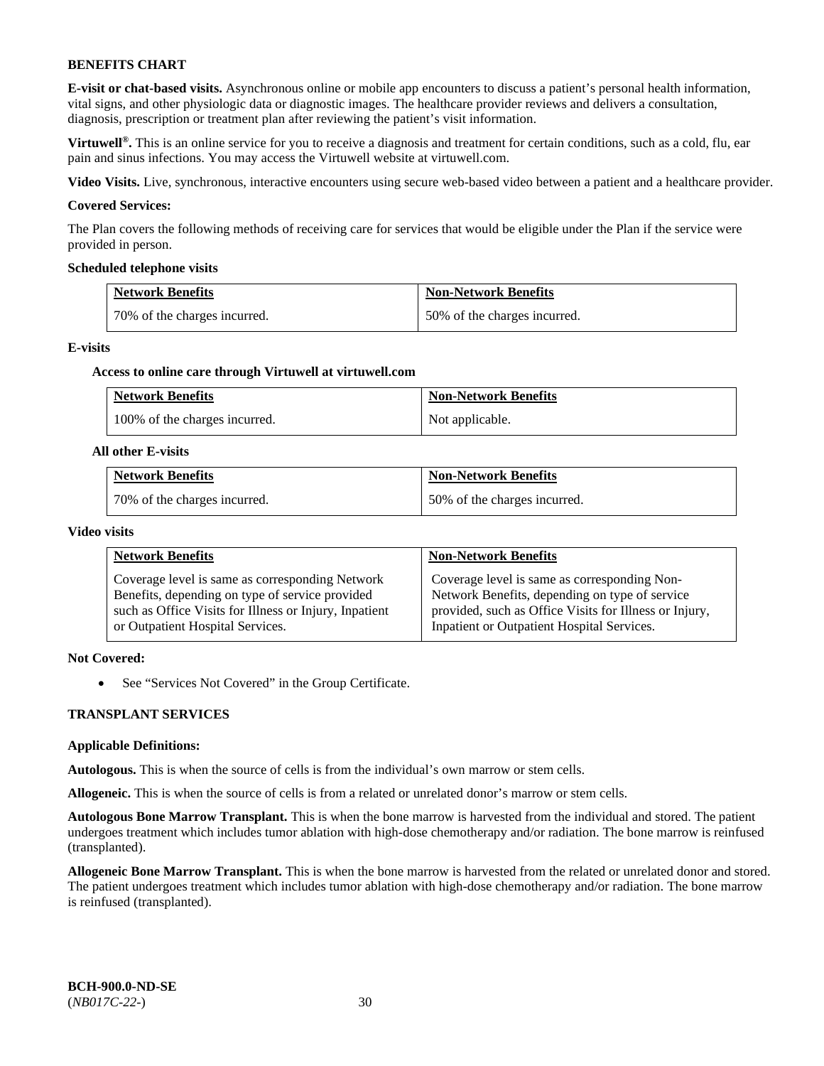**BENEFITS CHART**

**E-visit or chat-based visits.** Asynchronous online or mobile app encounters to discuss a patient's personal health information, vital signs, and other physiologic data or diagnostic images. The healthcare provider reviews and delivers a consultation, diagnosis, prescription or treatment plan after reviewing the patient's visit information.

**Virtuwell®.** This is an online service for you to receive a diagnosis and treatment for certain conditions, such as a cold, flu, ear pain and sinus infections. You may access the Virtuwell website at virtuwell.com.

**Video Visits.** Live, synchronous, interactive encounters using secure web-based video between a patient and a healthcare provider.

**Covered Services:**

The Plan covers the following methods of receiving care for services that would be eligible under the Plan if the service were provided in person.

**Scheduled telephone visits**

| Network Benefits | Non-Network Benefits |
|---|---|
| 70% of the charges incurred. | 50% of the charges incurred. |

**E-visits**

**Access to online care through Virtuwell at virtuwell.com**

| Network Benefits | Non-Network Benefits |
|---|---|
| 100% of the charges incurred. | Not applicable. |

**All other E-visits**

| Network Benefits | Non-Network Benefits |
|---|---|
| 70% of the charges incurred. | 50% of the charges incurred. |

**Video visits**

| Network Benefits | Non-Network Benefits |
|---|---|
| Coverage level is same as corresponding Network Benefits, depending on type of service provided such as Office Visits for Illness or Injury, Inpatient or Outpatient Hospital Services. | Coverage level is same as corresponding Non-Network Benefits, depending on type of service provided, such as Office Visits for Illness or Injury, Inpatient or Outpatient Hospital Services. |

**Not Covered:**

- See "Services Not Covered" in the Group Certificate.

**TRANSPLANT SERVICES**

**Applicable Definitions:**

**Autologous.** This is when the source of cells is from the individual's own marrow or stem cells.

**Allogeneic.** This is when the source of cells is from a related or unrelated donor's marrow or stem cells.

**Autologous Bone Marrow Transplant.** This is when the bone marrow is harvested from the individual and stored. The patient undergoes treatment which includes tumor ablation with high-dose chemotherapy and/or radiation. The bone marrow is reinfused (transplanted).

**Allogeneic Bone Marrow Transplant.** This is when the bone marrow is harvested from the related or unrelated donor and stored. The patient undergoes treatment which includes tumor ablation with high-dose chemotherapy and/or radiation. The bone marrow is reinfused (transplanted).

**BCH-900.0-ND-SE**
(*NB017C-22-*)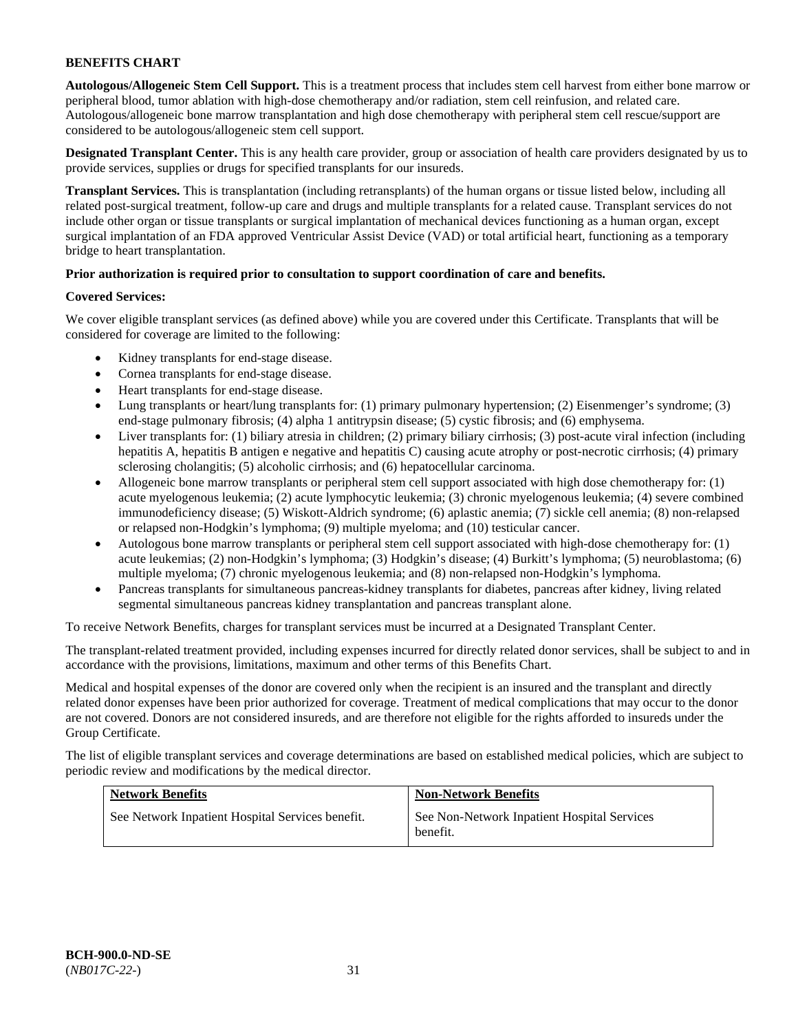**BENEFITS CHART**

**Autologous/Allogeneic Stem Cell Support.** This is a treatment process that includes stem cell harvest from either bone marrow or peripheral blood, tumor ablation with high-dose chemotherapy and/or radiation, stem cell reinfusion, and related care. Autologous/allogeneic bone marrow transplantation and high dose chemotherapy with peripheral stem cell rescue/support are considered to be autologous/allogeneic stem cell support.

**Designated Transplant Center.** This is any health care provider, group or association of health care providers designated by us to provide services, supplies or drugs for specified transplants for our insureds.

**Transplant Services.** This is transplantation (including retransplants) of the human organs or tissue listed below, including all related post-surgical treatment, follow-up care and drugs and multiple transplants for a related cause. Transplant services do not include other organ or tissue transplants or surgical implantation of mechanical devices functioning as a human organ, except surgical implantation of an FDA approved Ventricular Assist Device (VAD) or total artificial heart, functioning as a temporary bridge to heart transplantation.

**Prior authorization is required prior to consultation to support coordination of care and benefits.**

**Covered Services:**

We cover eligible transplant services (as defined above) while you are covered under this Certificate. Transplants that will be considered for coverage are limited to the following:

- Kidney transplants for end-stage disease.
- Cornea transplants for end-stage disease.
- Heart transplants for end-stage disease.
- Lung transplants or heart/lung transplants for: (1) primary pulmonary hypertension; (2) Eisenmenger's syndrome; (3) end-stage pulmonary fibrosis; (4) alpha 1 antitrypsin disease; (5) cystic fibrosis; and (6) emphysema.
- Liver transplants for: (1) biliary atresia in children; (2) primary biliary cirrhosis; (3) post-acute viral infection (including hepatitis A, hepatitis B antigen e negative and hepatitis C) causing acute atrophy or post-necrotic cirrhosis; (4) primary sclerosing cholangitis; (5) alcoholic cirrhosis; and (6) hepatocellular carcinoma.
- Allogeneic bone marrow transplants or peripheral stem cell support associated with high dose chemotherapy for: (1) acute myelogenous leukemia; (2) acute lymphocytic leukemia; (3) chronic myelogenous leukemia; (4) severe combined immunodeficiency disease; (5) Wiskott-Aldrich syndrome; (6) aplastic anemia; (7) sickle cell anemia; (8) non-relapsed or relapsed non-Hodgkin's lymphoma; (9) multiple myeloma; and (10) testicular cancer.
- Autologous bone marrow transplants or peripheral stem cell support associated with high-dose chemotherapy for: (1) acute leukemias; (2) non-Hodgkin's lymphoma; (3) Hodgkin's disease; (4) Burkitt's lymphoma; (5) neuroblastoma; (6) multiple myeloma; (7) chronic myelogenous leukemia; and (8) non-relapsed non-Hodgkin's lymphoma.
- Pancreas transplants for simultaneous pancreas-kidney transplants for diabetes, pancreas after kidney, living related segmental simultaneous pancreas kidney transplantation and pancreas transplant alone.

To receive Network Benefits, charges for transplant services must be incurred at a Designated Transplant Center.

The transplant-related treatment provided, including expenses incurred for directly related donor services, shall be subject to and in accordance with the provisions, limitations, maximum and other terms of this Benefits Chart.

Medical and hospital expenses of the donor are covered only when the recipient is an insured and the transplant and directly related donor expenses have been prior authorized for coverage. Treatment of medical complications that may occur to the donor are not covered. Donors are not considered insureds, and are therefore not eligible for the rights afforded to insureds under the Group Certificate.

The list of eligible transplant services and coverage determinations are based on established medical policies, which are subject to periodic review and modifications by the medical director.

| Network Benefits | Non-Network Benefits |
|---|---|
| See Network Inpatient Hospital Services benefit. | See Non-Network Inpatient Hospital Services benefit. |

**BCH-900.0-ND-SE**
(*NB017C-22-*)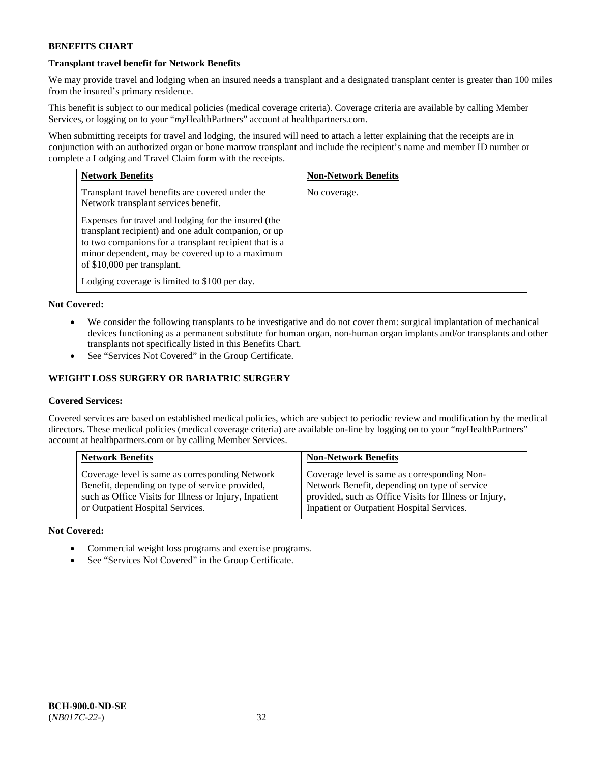**BENEFITS CHART**

**Transplant travel benefit for Network Benefits**

We may provide travel and lodging when an insured needs a transplant and a designated transplant center is greater than 100 miles from the insured's primary residence.

This benefit is subject to our medical policies (medical coverage criteria). Coverage criteria are available by calling Member Services, or logging on to your "*my*HealthPartners" account at healthpartners.com.

When submitting receipts for travel and lodging, the insured will need to attach a letter explaining that the receipts are in conjunction with an authorized organ or bone marrow transplant and include the recipient's name and member ID number or complete a Lodging and Travel Claim form with the receipts.

| Network Benefits | Non-Network Benefits |
|---|---|
| Transplant travel benefits are covered under the Network transplant services benefit.<br><br>Expenses for travel and lodging for the insured (the transplant recipient) and one adult companion, or up to two companions for a transplant recipient that is a minor dependent, may be covered up to a maximum of $10,000 per transplant.<br><br>Lodging coverage is limited to $100 per day. | No coverage. |

**Not Covered:**

- We consider the following transplants to be investigative and do not cover them: surgical implantation of mechanical devices functioning as a permanent substitute for human organ, non-human organ implants and/or transplants and other transplants not specifically listed in this Benefits Chart.
- See "Services Not Covered" in the Group Certificate.

**WEIGHT LOSS SURGERY OR BARIATRIC SURGERY**

**Covered Services:**

Covered services are based on established medical policies, which are subject to periodic review and modification by the medical directors. These medical policies (medical coverage criteria) are available on-line by logging on to your "*my*HealthPartners" account at healthpartners.com or by calling Member Services.

| Network Benefits | Non-Network Benefits |
|---|---|
| Coverage level is same as corresponding Network Benefit, depending on type of service provided, such as Office Visits for Illness or Injury, Inpatient or Outpatient Hospital Services. | Coverage level is same as corresponding Non-Network Benefit, depending on type of service provided, such as Office Visits for Illness or Injury, Inpatient or Outpatient Hospital Services. |

**Not Covered:**

- Commercial weight loss programs and exercise programs.
- See "Services Not Covered" in the Group Certificate.

**BCH-900.0-ND-SE**
(*NB017C-22-*)